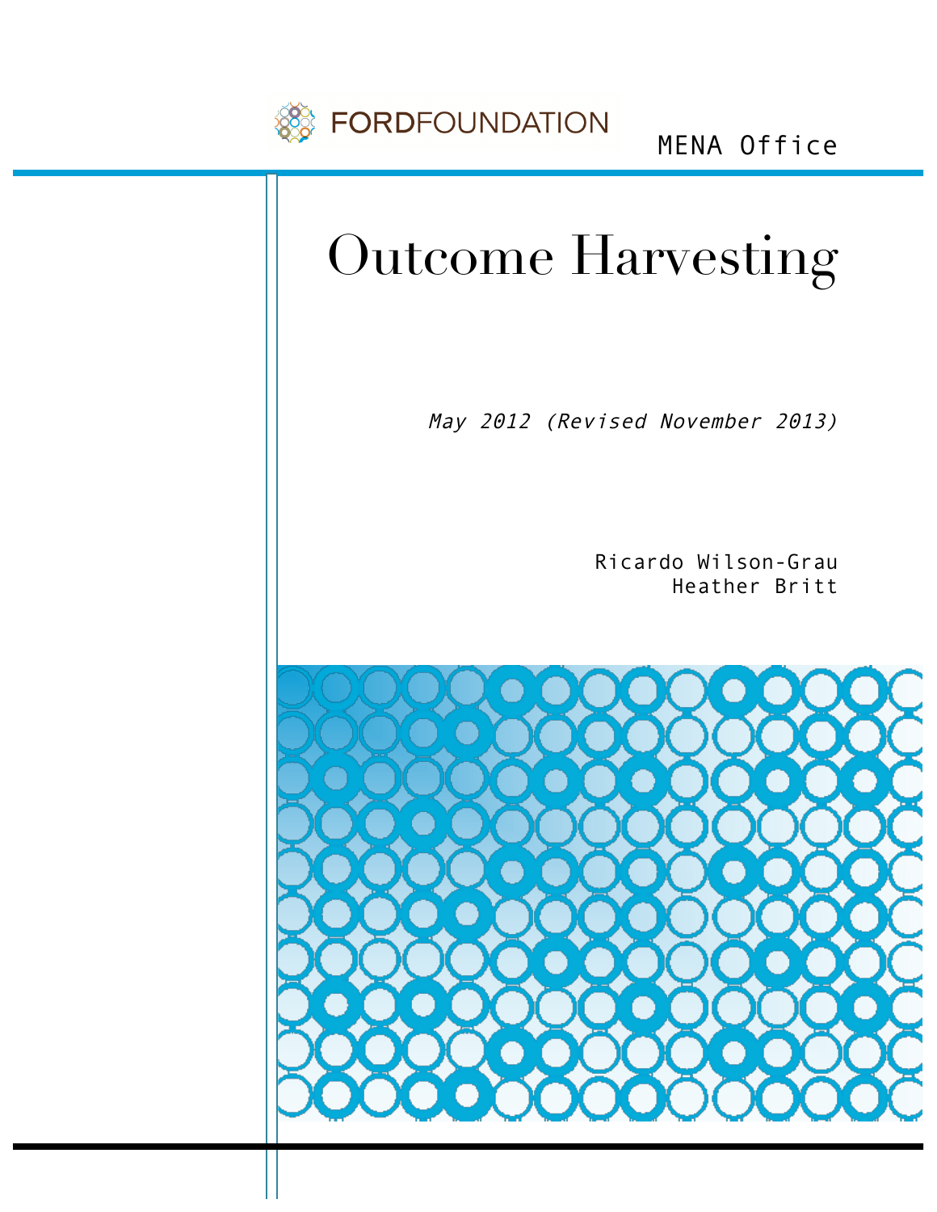FORDFOUNDATION

MENA Office

# Outcome Harvesting

*May 2012 (Revised November 2013)*

Ricardo Wilson-Grau
Heather Britt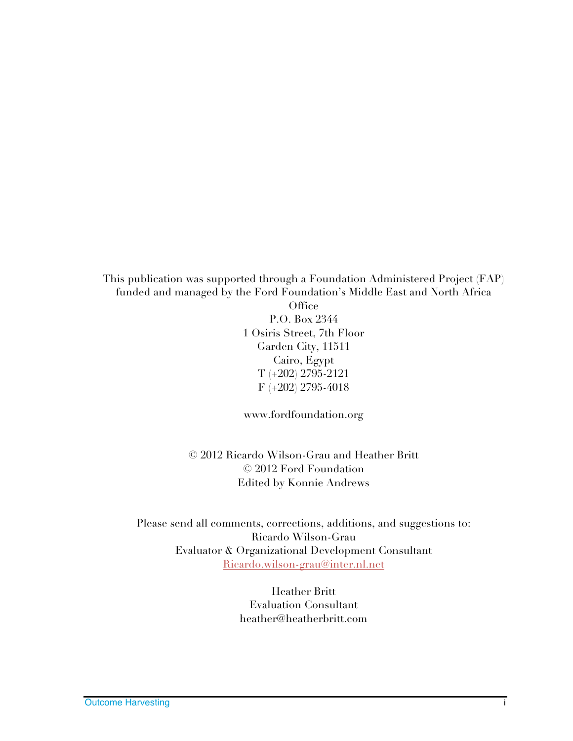This publication was supported through a Foundation Administered Project (FAP) funded and managed by the Ford Foundation's Middle East and North Africa Office
P.O. Box 2344
1 Osiris Street, 7th Floor
Garden City, 11511
Cairo, Egypt
T (+202) 2795-2121
F (+202) 2795-4018

www.fordfoundation.org

© 2012 Ricardo Wilson-Grau and Heather Britt
© 2012 Ford Foundation
Edited by Konnie Andrews

Please send all comments, corrections, additions, and suggestions to:
Ricardo Wilson-Grau
Evaluator & Organizational Development Consultant
Ricardo.wilson-grau@inter.nl.net

Heather Britt
Evaluation Consultant
heather@heatherbritt.com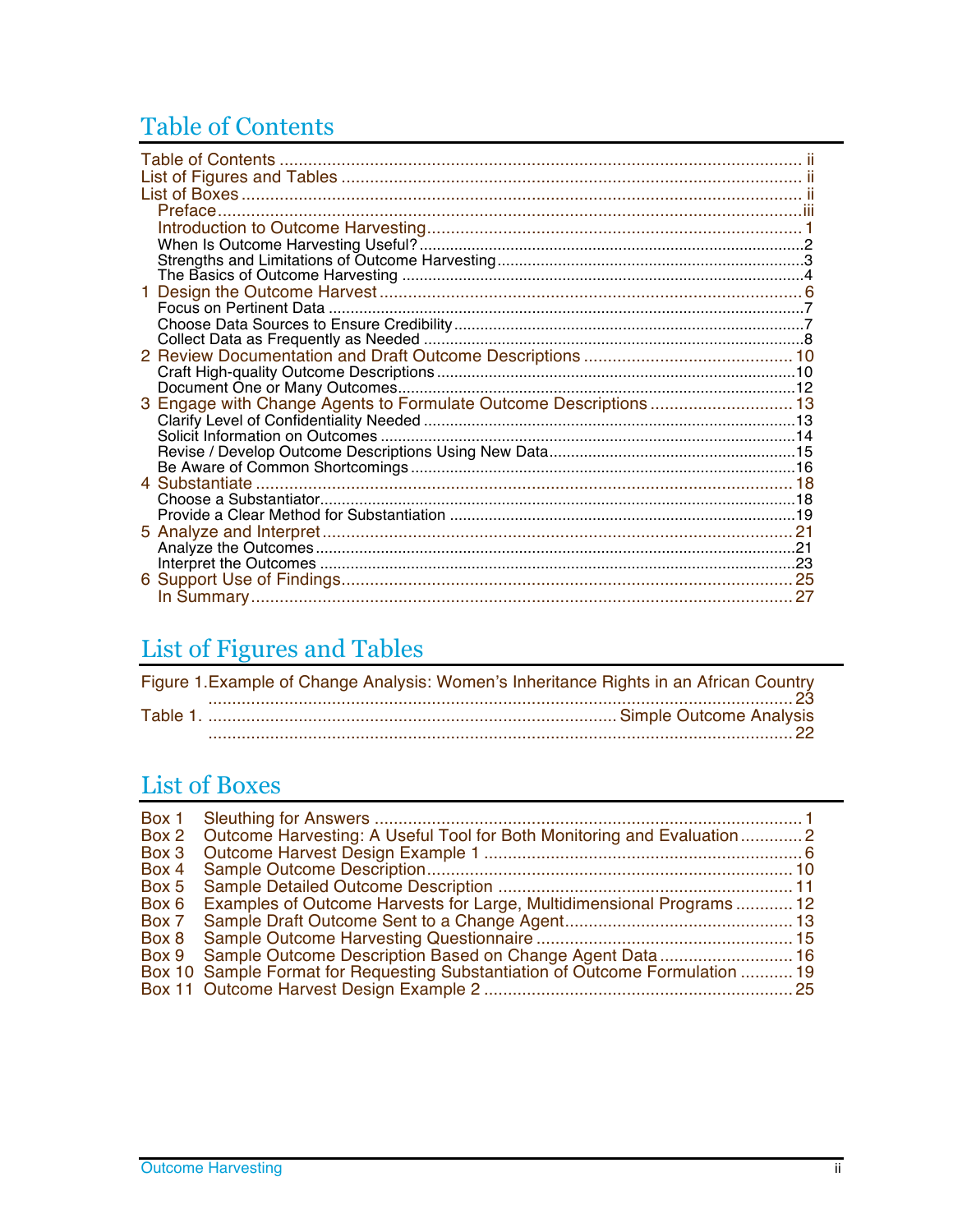## Table of Contents

Table of Contents ............................................................................................................... ii
List of Figures and Tables .................................................................................................. ii
List of Boxes ....................................................................................................................... ii
Preface ............................................................................................................................. iii
Introduction to Outcome Harvesting ................................................................................. 1
When Is Outcome Harvesting Useful? ............................................................................... 2
Strengths and Limitations of Outcome Harvesting .............................................................. 3
The Basics of Outcome Harvesting .................................................................................... 4
1 Design the Outcome Harvest ........................................................................................... 6
Focus on Pertinent Data .................................................................................................... 7
Choose Data Sources to Ensure Credibility ........................................................................ 7
Collect Data as Frequently as Needed ............................................................................... 8
2 Review Documentation and Draft Outcome Descriptions .............................................. 10
Craft High-quality Outcome Descriptions ......................................................................... 10
Document One or Many Outcomes .................................................................................. 12
3 Engage with Change Agents to Formulate Outcome Descriptions ................................. 13
Clarify Level of Confidentiality Needed ............................................................................ 13
Solicit Information on Outcomes ...................................................................................... 14
Revise / Develop Outcome Descriptions Using New Data ................................................. 15
Be Aware of Common Shortcomings ................................................................................ 16
4 Substantiate ................................................................................................................... 18
Choose a Substantiator .................................................................................................... 18
Provide a Clear Method for Substantiation ....................................................................... 19
5 Analyze and Interpret ..................................................................................................... 21
Analyze the Outcomes ..................................................................................................... 21
Interpret the Outcomes .................................................................................................... 23
6 Support Use of Findings .................................................................................................. 25
In Summary ..................................................................................................................... 27

## List of Figures and Tables

Figure 1. Example of Change Analysis: Women's Inheritance Rights in an African Country ........................................................................................................................... 23
Table 1. Simple Outcome Analysis ........................................................................................................................... 22

## List of Boxes

Box 1 Sleuthing for Answers ............................................................................................ 1
Box 2 Outcome Harvesting: A Useful Tool for Both Monitoring and Evaluation ............. 2
Box 3 Outcome Harvest Design Example 1 ..................................................................... 6
Box 4 Sample Outcome Description .............................................................................. 10
Box 5 Sample Detailed Outcome Description ................................................................ 11
Box 6 Examples of Outcome Harvests for Large, Multidimensional Programs .............. 12
Box 7 Sample Draft Outcome Sent to a Change Agent .................................................. 13
Box 8 Sample Outcome Harvesting Questionnaire ........................................................ 15
Box 9 Sample Outcome Description Based on Change Agent Data .............................. 16
Box 10 Sample Format for Requesting Substantiation of Outcome Formulation ........... 19
Box 11 Outcome Harvest Design Example 2 ................................................................. 25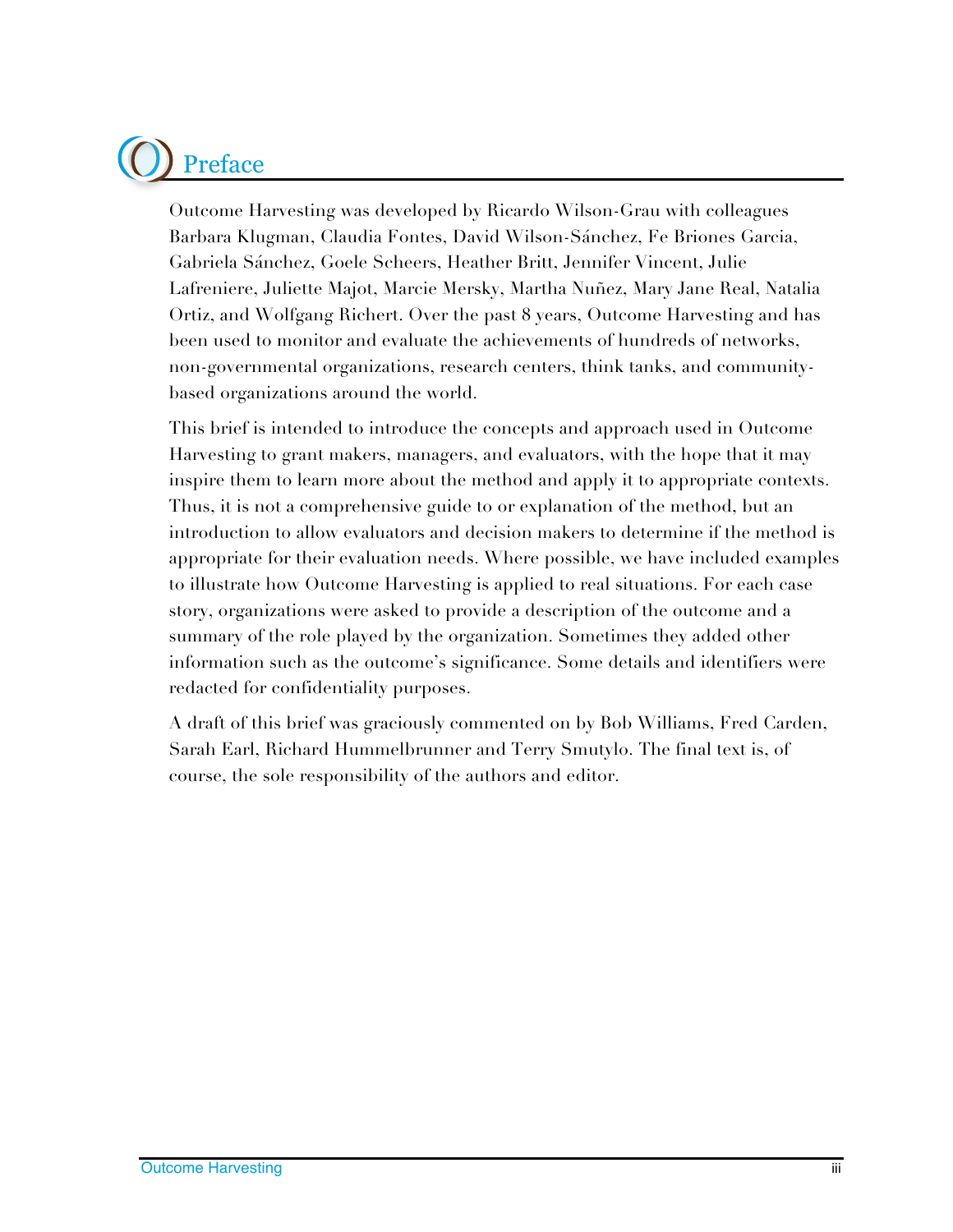# Preface

Outcome Harvesting was developed by Ricardo Wilson-Grau with colleagues Barbara Klugman, Claudia Fontes, David Wilson-Sánchez, Fe Briones Garcia, Gabriela Sánchez, Goele Scheers, Heather Britt, Jennifer Vincent, Julie Lafreniere, Juliette Majot, Marcie Mersky, Martha Nuñez, Mary Jane Real, Natalia Ortiz, and Wolfgang Richert. Over the past 8 years, Outcome Harvesting and has been used to monitor and evaluate the achievements of hundreds of networks, non-governmental organizations, research centers, think tanks, and community-based organizations around the world.

This brief is intended to introduce the concepts and approach used in Outcome Harvesting to grant makers, managers, and evaluators, with the hope that it may inspire them to learn more about the method and apply it to appropriate contexts. Thus, it is not a comprehensive guide to or explanation of the method, but an introduction to allow evaluators and decision makers to determine if the method is appropriate for their evaluation needs. Where possible, we have included examples to illustrate how Outcome Harvesting is applied to real situations. For each case story, organizations were asked to provide a description of the outcome and a summary of the role played by the organization. Sometimes they added other information such as the outcome's significance. Some details and identifiers were redacted for confidentiality purposes.

A draft of this brief was graciously commented on by Bob Williams, Fred Carden, Sarah Earl, Richard Hummelbrunner and Terry Smutylo. The final text is, of course, the sole responsibility of the authors and editor.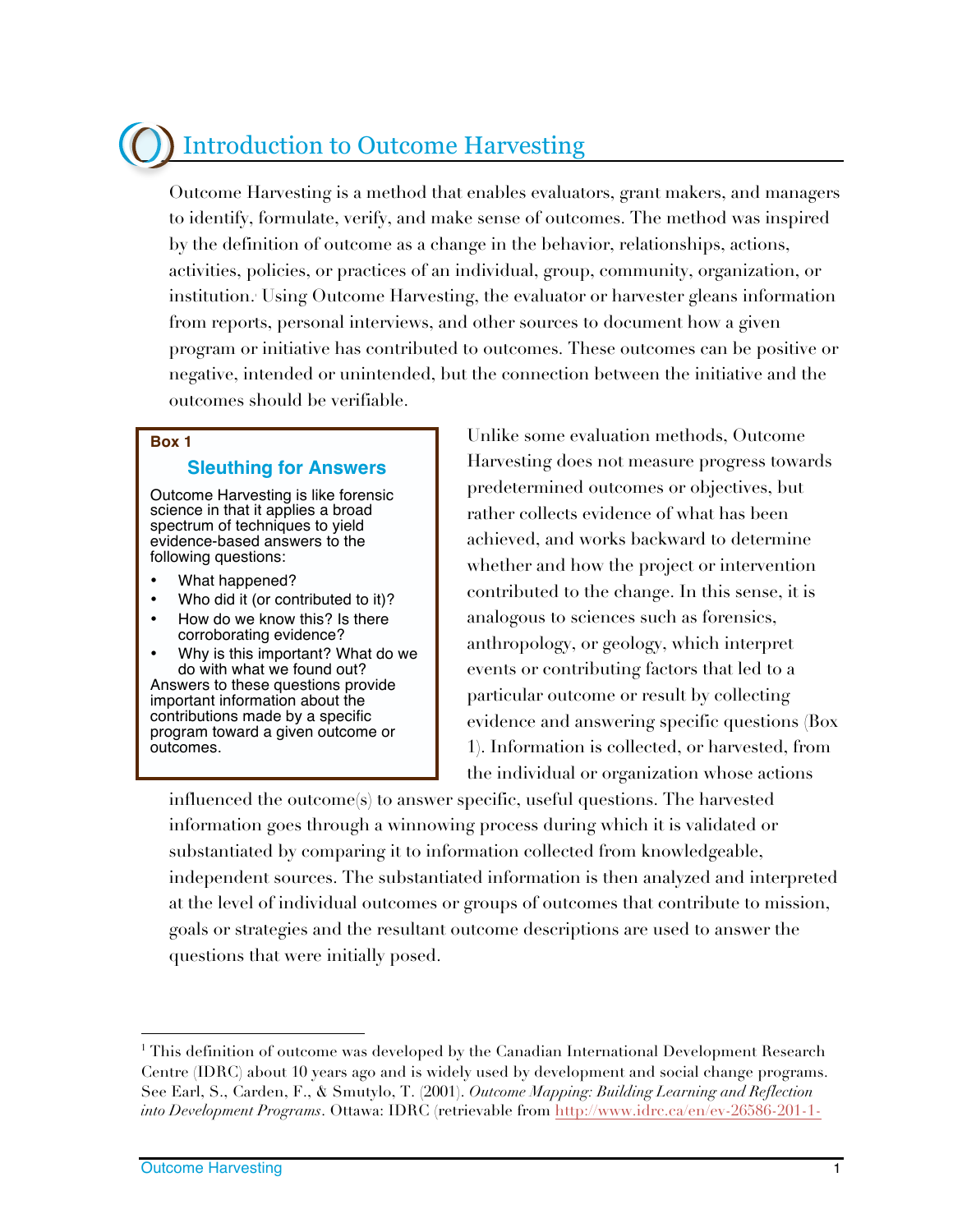# Introduction to Outcome Harvesting

Outcome Harvesting is a method that enables evaluators, grant makers, and managers to identify, formulate, verify, and make sense of outcomes. The method was inspired by the definition of outcome as a change in the behavior, relationships, actions, activities, policies, or practices of an individual, group, community, organization, or institution.[1] Using Outcome Harvesting, the evaluator or harvester gleans information from reports, personal interviews, and other sources to document how a given program or initiative has contributed to outcomes. These outcomes can be positive or negative, intended or unintended, but the connection between the initiative and the outcomes should be verifiable.

> **Box 1**
>
> **Sleuthing for Answers**
>
> Outcome Harvesting is like forensic science in that it applies a broad spectrum of techniques to yield evidence-based answers to the following questions:
>
> - What happened?
> - Who did it (or contributed to it)?
> - How do we know this? Is there corroborating evidence?
> - Why is this important? What do we do with what we found out?
>
> Answers to these questions provide important information about the contributions made by a specific program toward a given outcome or outcomes.

Unlike some evaluation methods, Outcome Harvesting does not measure progress towards predetermined outcomes or objectives, but rather collects evidence of what has been achieved, and works backward to determine whether and how the project or intervention contributed to the change. In this sense, it is analogous to sciences such as forensics, anthropology, or geology, which interpret events or contributing factors that led to a particular outcome or result by collecting evidence and answering specific questions (Box 1). Information is collected, or harvested, from the individual or organization whose actions influenced the outcome(s) to answer specific, useful questions. The harvested information goes through a winnowing process during which it is validated or substantiated by comparing it to information collected from knowledgeable, independent sources. The substantiated information is then analyzed and interpreted at the level of individual outcomes or groups of outcomes that contribute to mission, goals or strategies and the resultant outcome descriptions are used to answer the questions that were initially posed.

---

[1] This definition of outcome was developed by the Canadian International Development Research Centre (IDRC) about 10 years ago and is widely used by development and social change programs. See Earl, S., Carden, F., & Smutylo, T. (2001). *Outcome Mapping: Building Learning and Reflection into Development Programs*. Ottawa: IDRC (retrievable from http://www.idrc.ca/en/ev-26586-201-1-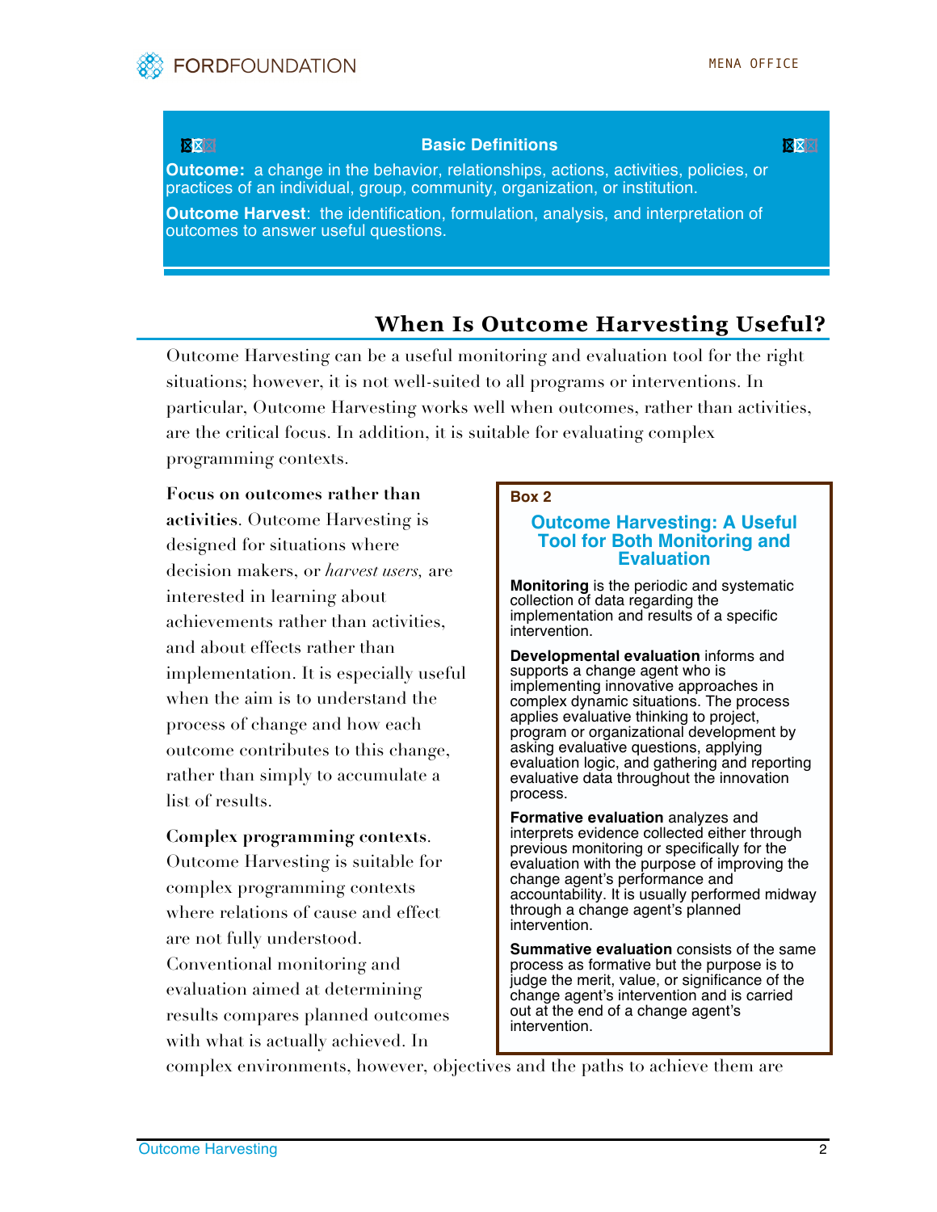**Basic Definitions**

**Outcome:** a change in the behavior, relationships, actions, activities, policies, or practices of an individual, group, community, organization, or institution.

**Outcome Harvest**: the identification, formulation, analysis, and interpretation of outcomes to answer useful questions.

## When Is Outcome Harvesting Useful?

Outcome Harvesting can be a useful monitoring and evaluation tool for the right situations; however, it is not well-suited to all programs or interventions. In particular, Outcome Harvesting works well when outcomes, rather than activities, are the critical focus. In addition, it is suitable for evaluating complex programming contexts.

**Focus on outcomes rather than activities**. Outcome Harvesting is designed for situations where decision makers, or *harvest users,* are interested in learning about achievements rather than activities, and about effects rather than implementation. It is especially useful when the aim is to understand the process of change and how each outcome contributes to this change, rather than simply to accumulate a list of results.

**Complex programming contexts**. Outcome Harvesting is suitable for complex programming contexts where relations of cause and effect are not fully understood. Conventional monitoring and evaluation aimed at determining results compares planned outcomes with what is actually achieved. In complex environments, however, objectives and the paths to achieve them are

> **Box 2**
>
> **Outcome Harvesting: A Useful Tool for Both Monitoring and Evaluation**
>
> **Monitoring** is the periodic and systematic collection of data regarding the implementation and results of a specific intervention.
>
> **Developmental evaluation** informs and supports a change agent who is implementing innovative approaches in complex dynamic situations. The process applies evaluative thinking to project, program or organizational development by asking evaluative questions, applying evaluation logic, and gathering and reporting evaluative data throughout the innovation process.
>
> **Formative evaluation** analyzes and interprets evidence collected either through previous monitoring or specifically for the evaluation with the purpose of improving the change agent's performance and accountability. It is usually performed midway through a change agent's planned intervention.
>
> **Summative evaluation** consists of the same process as formative but the purpose is to judge the merit, value, or significance of the change agent's intervention and is carried out at the end of a change agent's intervention.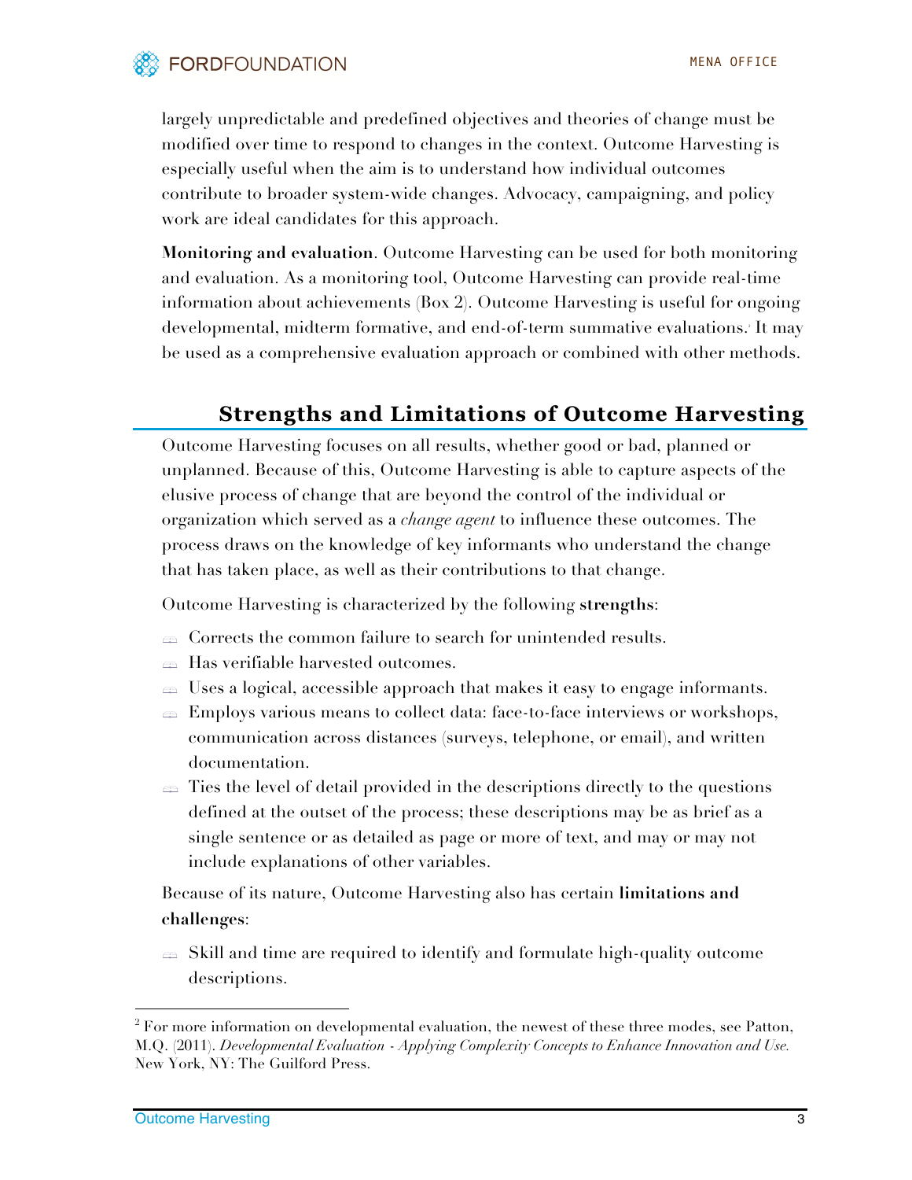largely unpredictable and predefined objectives and theories of change must be modified over time to respond to changes in the context. Outcome Harvesting is especially useful when the aim is to understand how individual outcomes contribute to broader system-wide changes. Advocacy, campaigning, and policy work are ideal candidates for this approach.

**Monitoring and evaluation**. Outcome Harvesting can be used for both monitoring and evaluation. As a monitoring tool, Outcome Harvesting can provide real-time information about achievements (Box 2). Outcome Harvesting is useful for ongoing developmental, midterm formative, and end-of-term summative evaluations.[2] It may be used as a comprehensive evaluation approach or combined with other methods.

## Strengths and Limitations of Outcome Harvesting

Outcome Harvesting focuses on all results, whether good or bad, planned or unplanned. Because of this, Outcome Harvesting is able to capture aspects of the elusive process of change that are beyond the control of the individual or organization which served as a *change agent* to influence these outcomes. The process draws on the knowledge of key informants who understand the change that has taken place, as well as their contributions to that change.

Outcome Harvesting is characterized by the following **strengths**:

- Corrects the common failure to search for unintended results.
- Has verifiable harvested outcomes.
- Uses a logical, accessible approach that makes it easy to engage informants.
- Employs various means to collect data: face-to-face interviews or workshops, communication across distances (surveys, telephone, or email), and written documentation.
- Ties the level of detail provided in the descriptions directly to the questions defined at the outset of the process; these descriptions may be as brief as a single sentence or as detailed as page or more of text, and may or may not include explanations of other variables.

Because of its nature, Outcome Harvesting also has certain **limitations and challenges**:

- Skill and time are required to identify and formulate high-quality outcome descriptions.

[2] For more information on developmental evaluation, the newest of these three modes, see Patton, M.Q. (2011). *Developmental Evaluation - Applying Complexity Concepts to Enhance Innovation and Use.* New York, NY: The Guilford Press.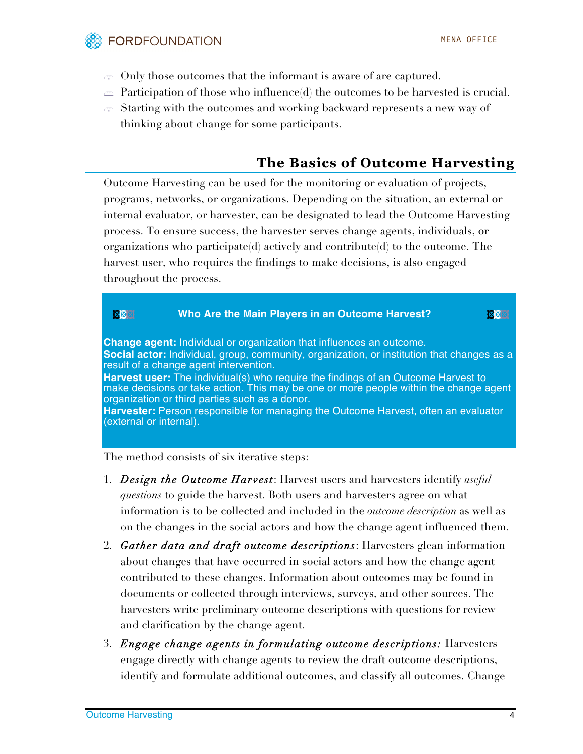- Only those outcomes that the informant is aware of are captured.
- Participation of those who influence(d) the outcomes to be harvested is crucial.
- Starting with the outcomes and working backward represents a new way of thinking about change for some participants.

## The Basics of Outcome Harvesting

Outcome Harvesting can be used for the monitoring or evaluation of projects, programs, networks, or organizations. Depending on the situation, an external or internal evaluator, or harvester, can be designated to lead the Outcome Harvesting process. To ensure success, the harvester serves change agents, individuals, or organizations who participate(d) actively and contribute(d) to the outcome. The harvest user, who requires the findings to make decisions, is also engaged throughout the process.

**Who Are the Main Players in an Outcome Harvest?**

**Change agent:** Individual or organization that influences an outcome.
**Social actor:** Individual, group, community, organization, or institution that changes as a result of a change agent intervention.
**Harvest user:** The individual(s) who require the findings of an Outcome Harvest to make decisions or take action. This may be one or more people within the change agent organization or third parties such as a donor.
**Harvester:** Person responsible for managing the Outcome Harvest, often an evaluator (external or internal).

The method consists of six iterative steps:

1. *Design the Outcome Harvest*: Harvest users and harvesters identify *useful questions* to guide the harvest. Both users and harvesters agree on what information is to be collected and included in the *outcome description* as well as on the changes in the social actors and how the change agent influenced them.
2. *Gather data and draft outcome descriptions*: Harvesters glean information about changes that have occurred in social actors and how the change agent contributed to these changes. Information about outcomes may be found in documents or collected through interviews, surveys, and other sources. The harvesters write preliminary outcome descriptions with questions for review and clarification by the change agent.
3. *Engage change agents in formulating outcome descriptions:* Harvesters engage directly with change agents to review the draft outcome descriptions, identify and formulate additional outcomes, and classify all outcomes. Change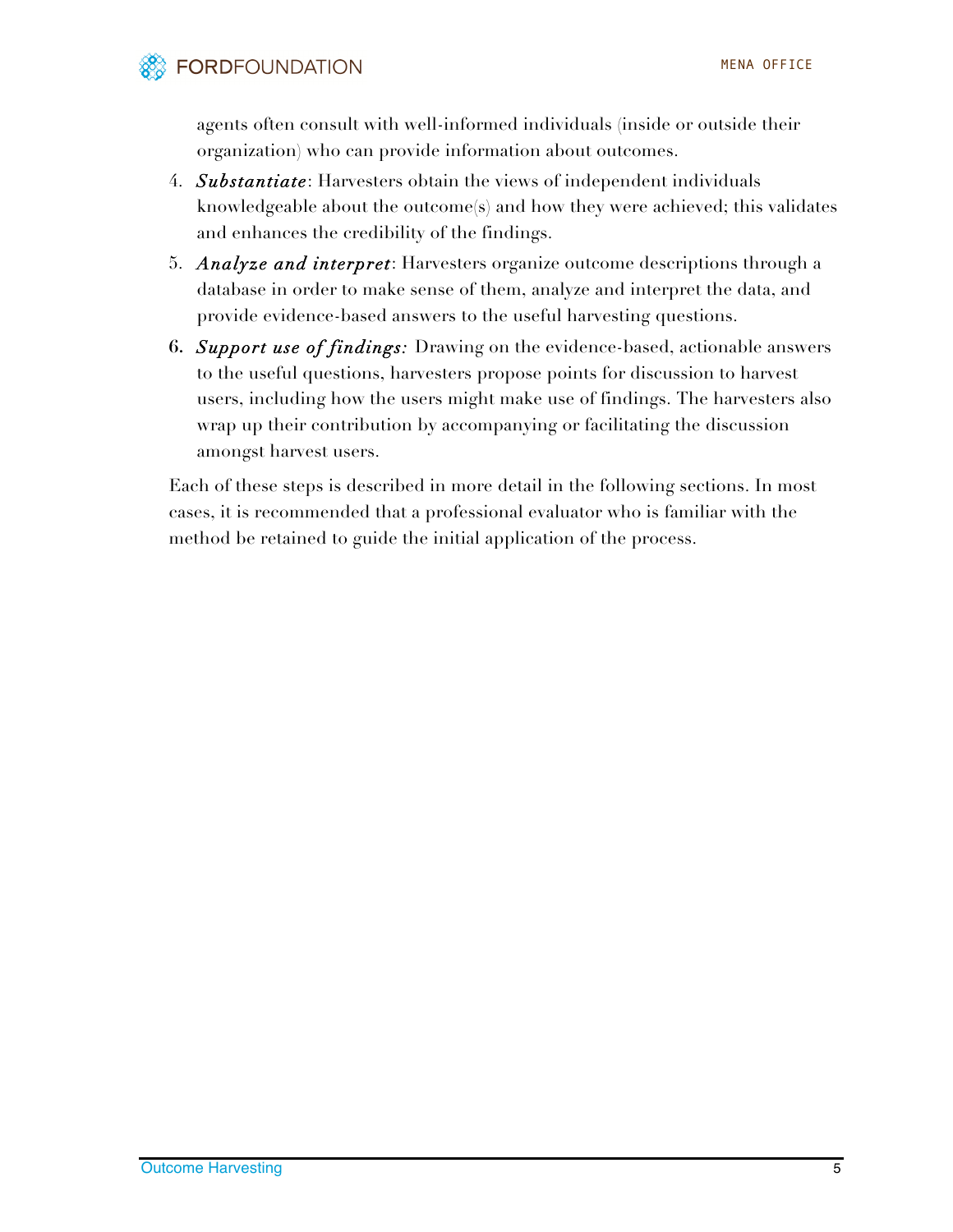agents often consult with well-informed individuals (inside or outside their organization) who can provide information about outcomes.

4. ***Substantiate***: Harvesters obtain the views of independent individuals knowledgeable about the outcome(s) and how they were achieved; this validates and enhances the credibility of the findings.
5. ***Analyze and interpret***: Harvesters organize outcome descriptions through a database in order to make sense of them, analyze and interpret the data, and provide evidence-based answers to the useful harvesting questions.
6. ***Support use of findings:*** Drawing on the evidence-based, actionable answers to the useful questions, harvesters propose points for discussion to harvest users, including how the users might make use of findings. The harvesters also wrap up their contribution by accompanying or facilitating the discussion amongst harvest users.

Each of these steps is described in more detail in the following sections. In most cases, it is recommended that a professional evaluator who is familiar with the method be retained to guide the initial application of the process.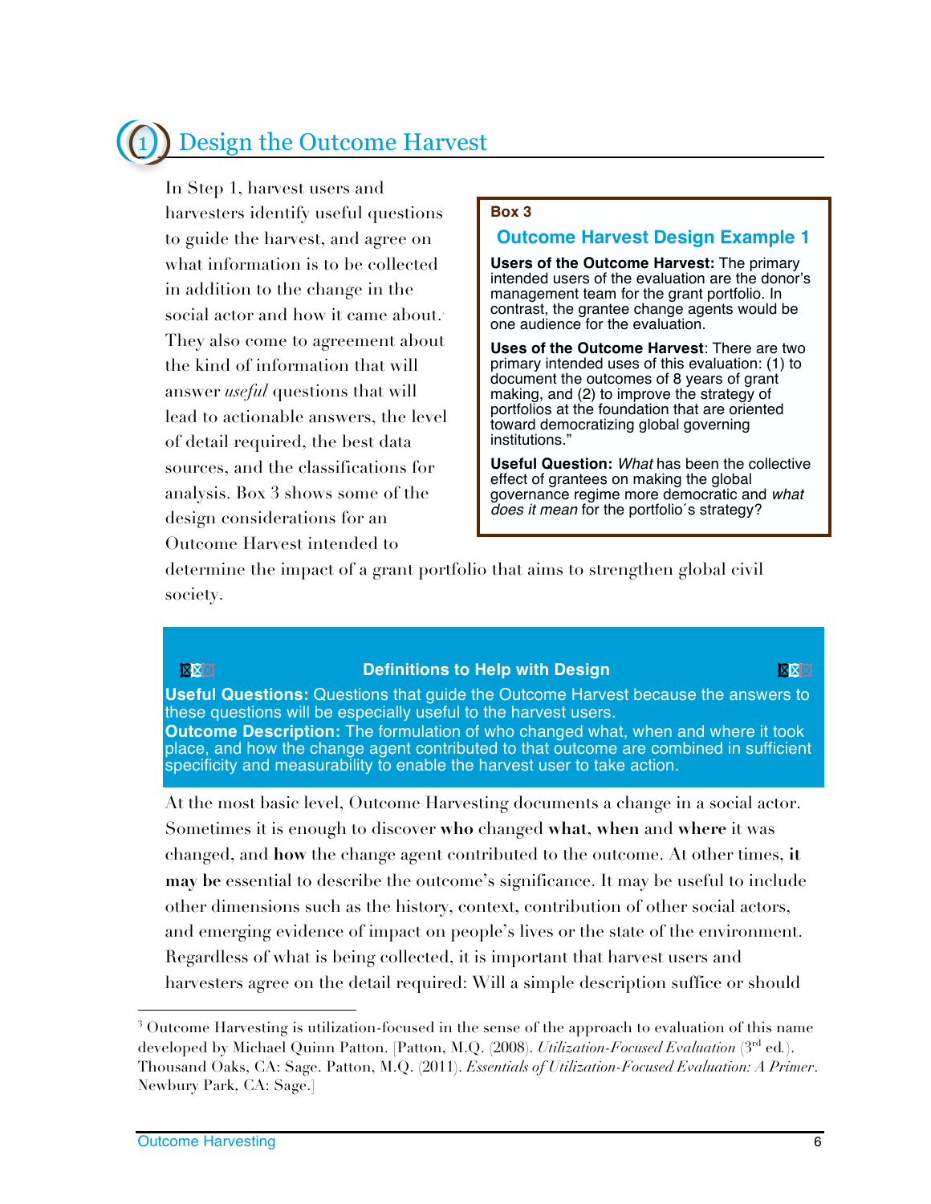# 1 Design the Outcome Harvest

In Step 1, harvest users and harvesters identify useful questions to guide the harvest, and agree on what information is to be collected in addition to the change in the social actor and how it came about.[3] They also come to agreement about the kind of information that will answer *useful* questions that will lead to actionable answers, the level of detail required, the best data sources, and the classifications for analysis. Box 3 shows some of the design considerations for an Outcome Harvest intended to determine the impact of a grant portfolio that aims to strengthen global civil society.

> **Box 3**
>
> **Outcome Harvest Design Example 1**
>
> **Users of the Outcome Harvest:** The primary intended users of the evaluation are the donor's management team for the grant portfolio. In contrast, the grantee change agents would be one audience for the evaluation.
>
> **Uses of the Outcome Harvest**: There are two primary intended uses of this evaluation: (1) to document the outcomes of 8 years of grant making, and (2) to improve the strategy of portfolios at the foundation that are oriented toward democratizing global governing institutions."
>
> **Useful Question:** *What* has been the collective effect of grantees on making the global governance regime more democratic and *what does it mean* for the portfolio´s strategy?

> **Definitions to Help with Design**
>
> **Useful Questions:** Questions that guide the Outcome Harvest because the answers to these questions will be especially useful to the harvest users.
> **Outcome Description:** The formulation of who changed what, when and where it took place, and how the change agent contributed to that outcome are combined in sufficient specificity and measurability to enable the harvest user to take action.

At the most basic level, Outcome Harvesting documents a change in a social actor. Sometimes it is enough to discover **who** changed **what**, **when** and **where** it was changed, and **how** the change agent contributed to the outcome. At other times, **it may be** essential to describe the outcome's significance. It may be useful to include other dimensions such as the history, context, contribution of other social actors, and emerging evidence of impact on people's lives or the state of the environment. Regardless of what is being collected, it is important that harvest users and harvesters agree on the detail required: Will a simple description suffice or should

---

[3] Outcome Harvesting is utilization-focused in the sense of the approach to evaluation of this name developed by Michael Quinn Patton. [Patton, M.Q. (2008). *Utilization-Focused Evaluation* (3rd ed.). Thousand Oaks, CA: Sage. Patton, M.Q. (2011). *Essentials of Utilization-Focused Evaluation: A Primer*. Newbury Park, CA: Sage.]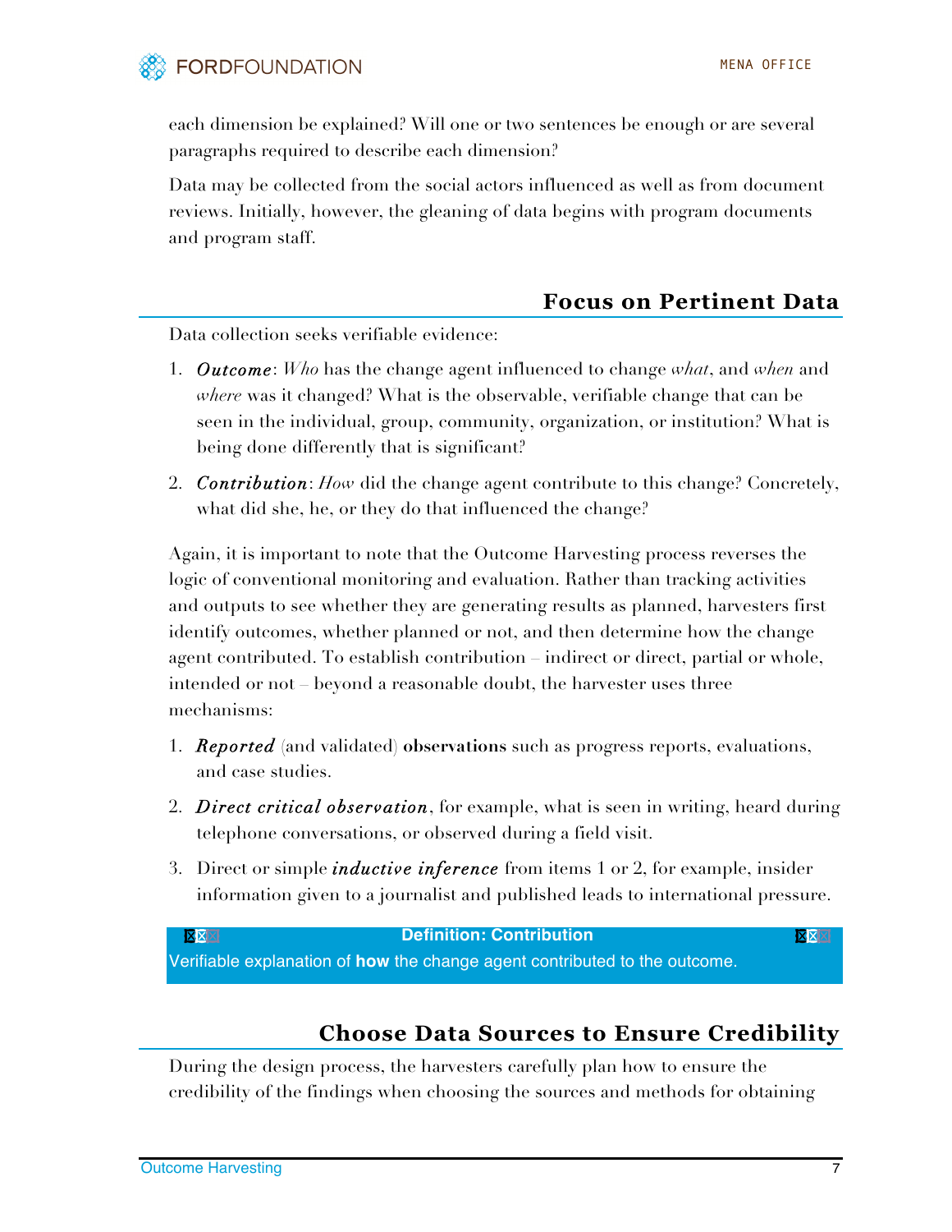each dimension be explained? Will one or two sentences be enough or are several paragraphs required to describe each dimension?

Data may be collected from the social actors influenced as well as from document reviews. Initially, however, the gleaning of data begins with program documents and program staff.

## Focus on Pertinent Data

Data collection seeks verifiable evidence:

1. ***Outcome***: *Who* has the change agent influenced to change *what*, and *when* and *where* was it changed? What is the observable, verifiable change that can be seen in the individual, group, community, organization, or institution? What is being done differently that is significant?
2. ***Contribution***: *How* did the change agent contribute to this change? Concretely, what did she, he, or they do that influenced the change?

Again, it is important to note that the Outcome Harvesting process reverses the logic of conventional monitoring and evaluation. Rather than tracking activities and outputs to see whether they are generating results as planned, harvesters first identify outcomes, whether planned or not, and then determine how the change agent contributed. To establish contribution – indirect or direct, partial or whole, intended or not – beyond a reasonable doubt, the harvester uses three mechanisms:

1. ***Reported*** (and validated) **observations** such as progress reports, evaluations, and case studies.
2. ***Direct critical observation***, for example, what is seen in writing, heard during telephone conversations, or observed during a field visit.
3. Direct or simple ***inductive inference*** from items 1 or 2, for example, insider information given to a journalist and published leads to international pressure.

**Definition: Contribution**

Verifiable explanation of **how** the change agent contributed to the outcome.

## Choose Data Sources to Ensure Credibility

During the design process, the harvesters carefully plan how to ensure the credibility of the findings when choosing the sources and methods for obtaining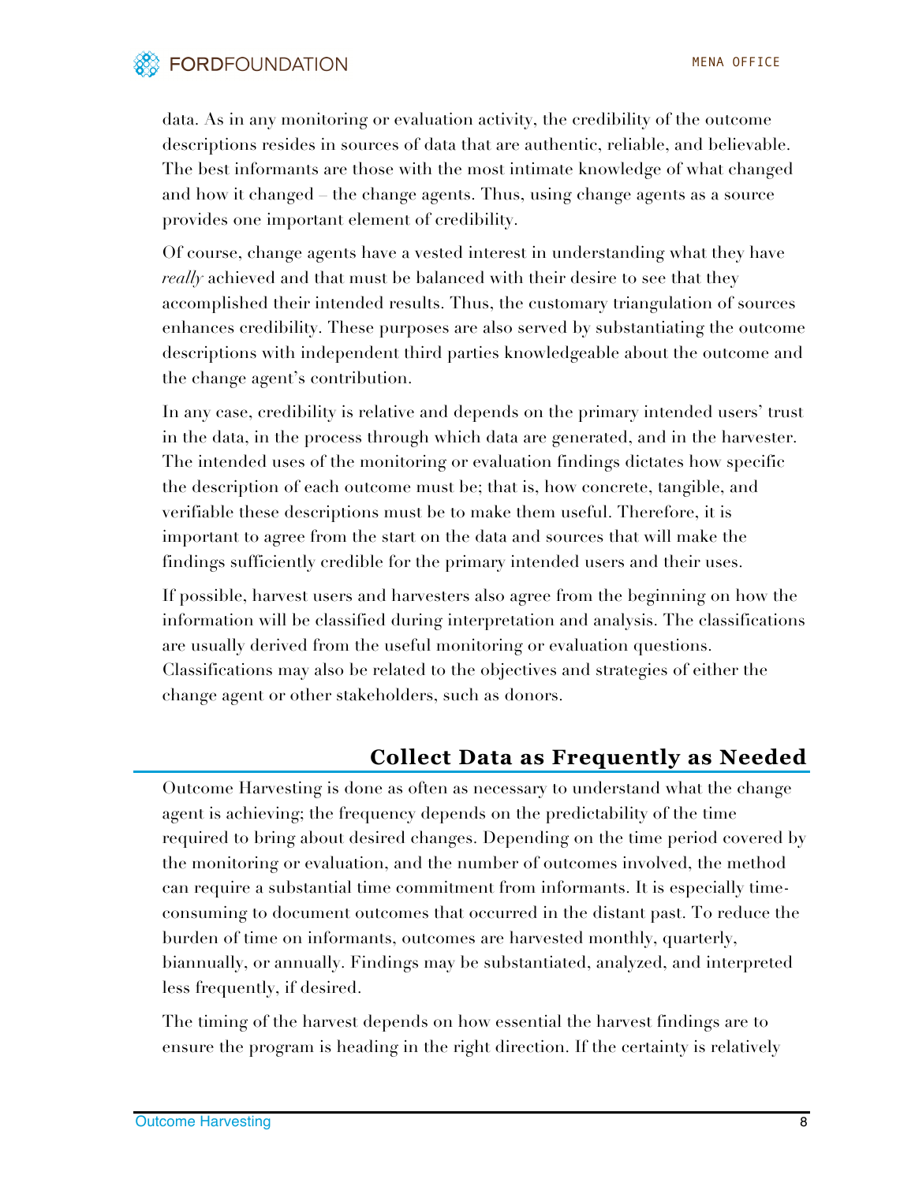data. As in any monitoring or evaluation activity, the credibility of the outcome descriptions resides in sources of data that are authentic, reliable, and believable. The best informants are those with the most intimate knowledge of what changed and how it changed – the change agents. Thus, using change agents as a source provides one important element of credibility.

Of course, change agents have a vested interest in understanding what they have *really* achieved and that must be balanced with their desire to see that they accomplished their intended results. Thus, the customary triangulation of sources enhances credibility. These purposes are also served by substantiating the outcome descriptions with independent third parties knowledgeable about the outcome and the change agent's contribution.

In any case, credibility is relative and depends on the primary intended users' trust in the data, in the process through which data are generated, and in the harvester. The intended uses of the monitoring or evaluation findings dictates how specific the description of each outcome must be; that is, how concrete, tangible, and verifiable these descriptions must be to make them useful. Therefore, it is important to agree from the start on the data and sources that will make the findings sufficiently credible for the primary intended users and their uses.

If possible, harvest users and harvesters also agree from the beginning on how the information will be classified during interpretation and analysis. The classifications are usually derived from the useful monitoring or evaluation questions. Classifications may also be related to the objectives and strategies of either the change agent or other stakeholders, such as donors.

## Collect Data as Frequently as Needed

Outcome Harvesting is done as often as necessary to understand what the change agent is achieving; the frequency depends on the predictability of the time required to bring about desired changes. Depending on the time period covered by the monitoring or evaluation, and the number of outcomes involved, the method can require a substantial time commitment from informants. It is especially time-consuming to document outcomes that occurred in the distant past. To reduce the burden of time on informants, outcomes are harvested monthly, quarterly, biannually, or annually. Findings may be substantiated, analyzed, and interpreted less frequently, if desired.

The timing of the harvest depends on how essential the harvest findings are to ensure the program is heading in the right direction. If the certainty is relatively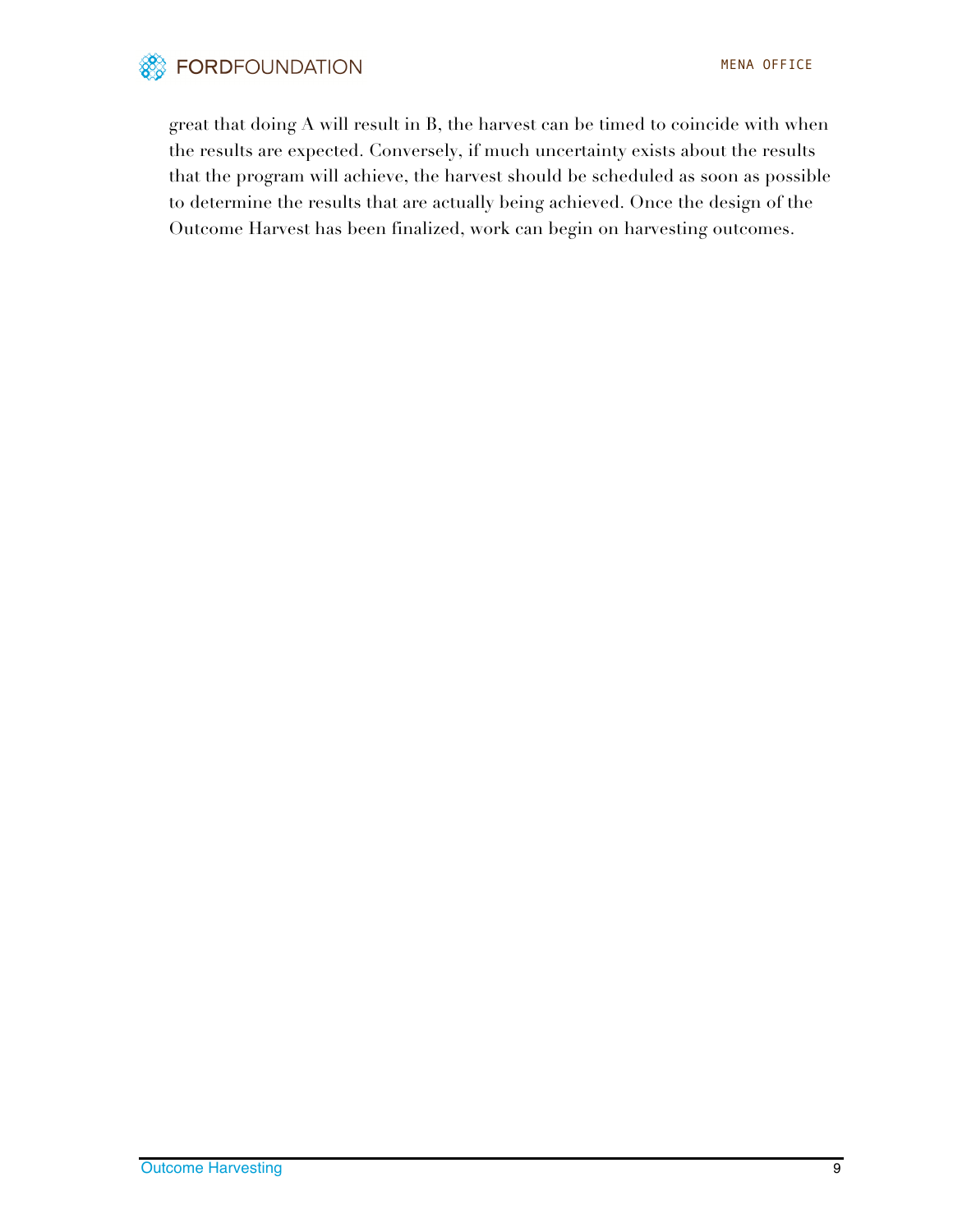great that doing A will result in B, the harvest can be timed to coincide with when the results are expected. Conversely, if much uncertainty exists about the results that the program will achieve, the harvest should be scheduled as soon as possible to determine the results that are actually being achieved. Once the design of the Outcome Harvest has been finalized, work can begin on harvesting outcomes.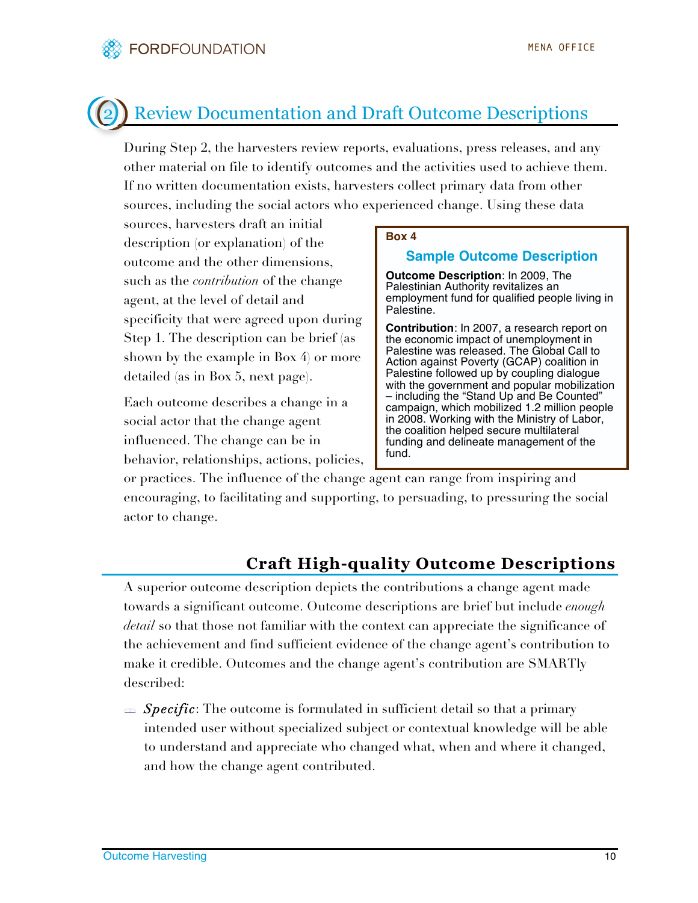## 2 Review Documentation and Draft Outcome Descriptions

During Step 2, the harvesters review reports, evaluations, press releases, and any other material on file to identify outcomes and the activities used to achieve them. If no written documentation exists, harvesters collect primary data from other sources, including the social actors who experienced change. Using these data sources, harvesters draft an initial description (or explanation) of the outcome and the other dimensions, such as the *contribution* of the change agent, at the level of detail and specificity that were agreed upon during Step 1. The description can be brief (as shown by the example in Box 4) or more detailed (as in Box 5, next page).

> **Box 4**
>
> **Sample Outcome Description**
>
> **Outcome Description**: In 2009, The Palestinian Authority revitalizes an employment fund for qualified people living in Palestine.
>
> **Contribution**: In 2007, a research report on the economic impact of unemployment in Palestine was released. The Global Call to Action against Poverty (GCAP) coalition in Palestine followed up by coupling dialogue with the government and popular mobilization – including the "Stand Up and Be Counted" campaign, which mobilized 1.2 million people in 2008. Working with the Ministry of Labor, the coalition helped secure multilateral funding and delineate management of the fund.

Each outcome describes a change in a social actor that the change agent influenced. The change can be in behavior, relationships, actions, policies, or practices. The influence of the change agent can range from inspiring and encouraging, to facilitating and supporting, to persuading, to pressuring the social actor to change.

### Craft High-quality Outcome Descriptions

A superior outcome description depicts the contributions a change agent made towards a significant outcome. Outcome descriptions are brief but include *enough detail* so that those not familiar with the context can appreciate the significance of the achievement and find sufficient evidence of the change agent's contribution to make it credible. Outcomes and the change agent's contribution are SMARTly described:

- *Specific*: The outcome is formulated in sufficient detail so that a primary intended user without specialized subject or contextual knowledge will be able to understand and appreciate who changed what, when and where it changed, and how the change agent contributed.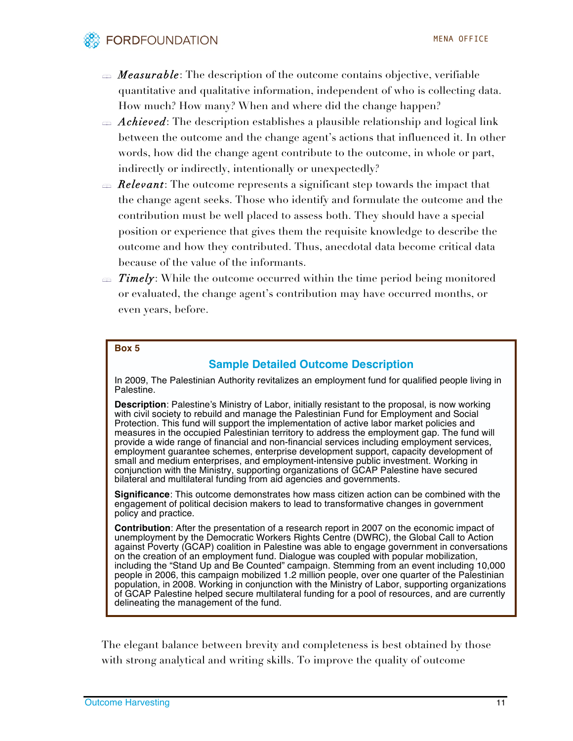- ***Measurable***: The description of the outcome contains objective, verifiable quantitative and qualitative information, independent of who is collecting data. How much? How many? When and where did the change happen?
- ***Achieved***: The description establishes a plausible relationship and logical link between the outcome and the change agent's actions that influenced it. In other words, how did the change agent contribute to the outcome, in whole or part, indirectly or indirectly, intentionally or unexpectedly?
- ***Relevant***: The outcome represents a significant step towards the impact that the change agent seeks. Those who identify and formulate the outcome and the contribution must be well placed to assess both. They should have a special position or experience that gives them the requisite knowledge to describe the outcome and how they contributed. Thus, anecdotal data become critical data because of the value of the informants.
- ***Timely***: While the outcome occurred within the time period being monitored or evaluated, the change agent's contribution may have occurred months, or even years, before.

> **Box 5**
>
> ### Sample Detailed Outcome Description
>
> In 2009, The Palestinian Authority revitalizes an employment fund for qualified people living in Palestine.
>
> **Description**: Palestine's Ministry of Labor, initially resistant to the proposal, is now working with civil society to rebuild and manage the Palestinian Fund for Employment and Social Protection. This fund will support the implementation of active labor market policies and measures in the occupied Palestinian territory to address the employment gap. The fund will provide a wide range of financial and non-financial services including employment services, employment guarantee schemes, enterprise development support, capacity development of small and medium enterprises, and employment-intensive public investment. Working in conjunction with the Ministry, supporting organizations of GCAP Palestine have secured bilateral and multilateral funding from aid agencies and governments.
>
> **Significance**: This outcome demonstrates how mass citizen action can be combined with the engagement of political decision makers to lead to transformative changes in government policy and practice.
>
> **Contribution**: After the presentation of a research report in 2007 on the economic impact of unemployment by the Democratic Workers Rights Centre (DWRC), the Global Call to Action against Poverty (GCAP) coalition in Palestine was able to engage government in conversations on the creation of an employment fund. Dialogue was coupled with popular mobilization, including the "Stand Up and Be Counted" campaign. Stemming from an event including 10,000 people in 2006, this campaign mobilized 1.2 million people, over one quarter of the Palestinian population, in 2008. Working in conjunction with the Ministry of Labor, supporting organizations of GCAP Palestine helped secure multilateral funding for a pool of resources, and are currently delineating the management of the fund.

The elegant balance between brevity and completeness is best obtained by those with strong analytical and writing skills. To improve the quality of outcome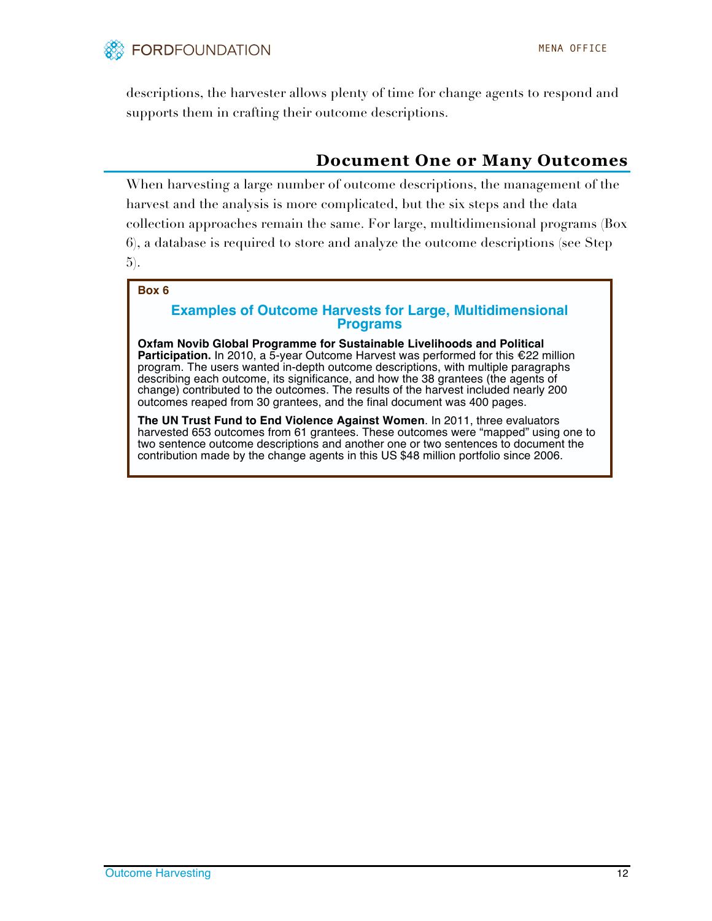descriptions, the harvester allows plenty of time for change agents to respond and supports them in crafting their outcome descriptions.

## Document One or Many Outcomes

When harvesting a large number of outcome descriptions, the management of the harvest and the analysis is more complicated, but the six steps and the data collection approaches remain the same. For large, multidimensional programs (Box 6), a database is required to store and analyze the outcome descriptions (see Step 5).

> **Box 6**
>
> ### Examples of Outcome Harvests for Large, Multidimensional Programs
>
> **Oxfam Novib Global Programme for Sustainable Livelihoods and Political Participation.** In 2010, a 5-year Outcome Harvest was performed for this €22 million program. The users wanted in-depth outcome descriptions, with multiple paragraphs describing each outcome, its significance, and how the 38 grantees (the agents of change) contributed to the outcomes. The results of the harvest included nearly 200 outcomes reaped from 30 grantees, and the final document was 400 pages.
>
> **The UN Trust Fund to End Violence Against Women**. In 2011, three evaluators harvested 653 outcomes from 61 grantees. These outcomes were "mapped" using one to two sentence outcome descriptions and another one or two sentences to document the contribution made by the change agents in this US $48 million portfolio since 2006.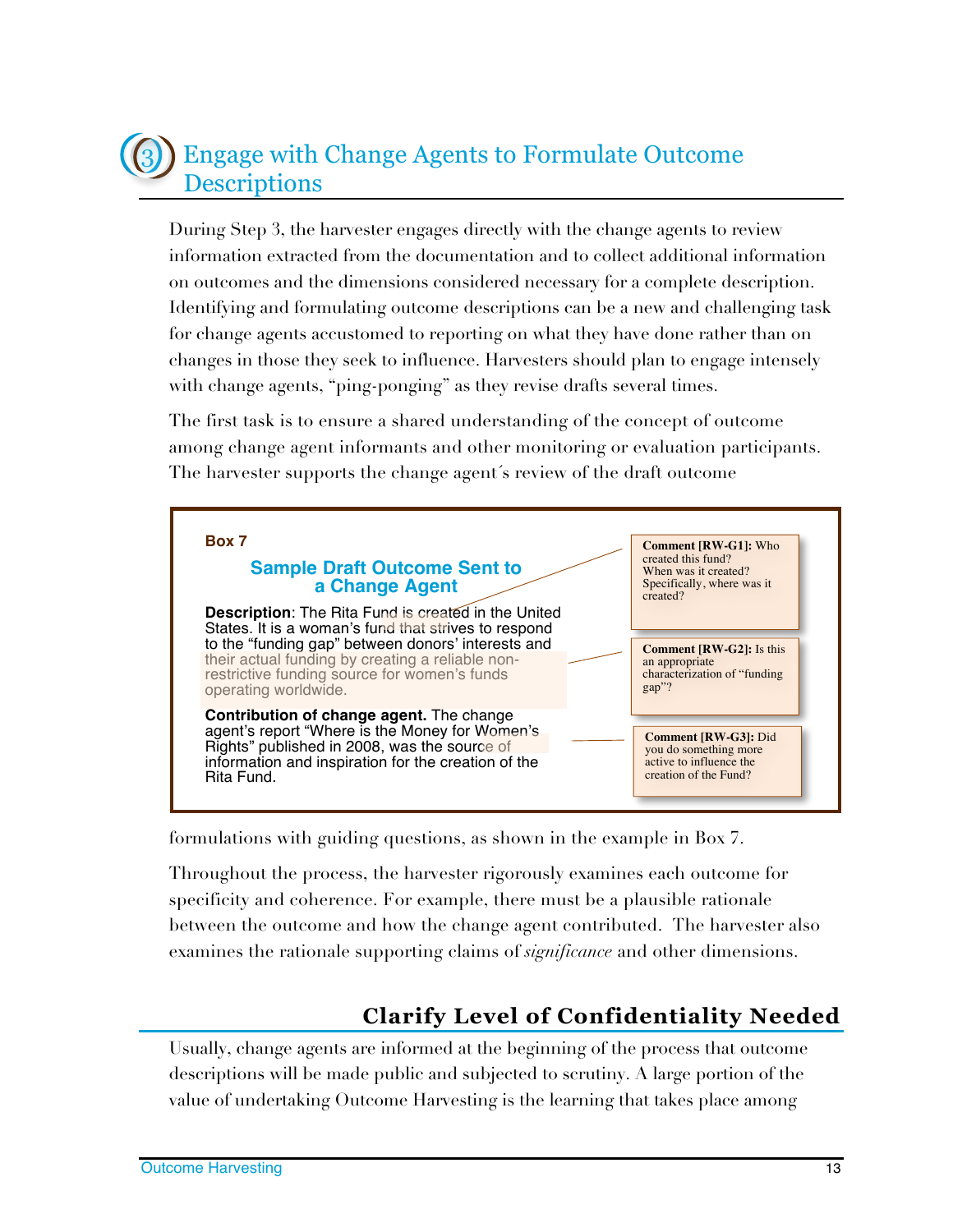# 3 Engage with Change Agents to Formulate Outcome Descriptions

During Step 3, the harvester engages directly with the change agents to review information extracted from the documentation and to collect additional information on outcomes and the dimensions considered necessary for a complete description. Identifying and formulating outcome descriptions can be a new and challenging task for change agents accustomed to reporting on what they have done rather than on changes in those they seek to influence. Harvesters should plan to engage intensely with change agents, "ping-ponging" as they revise drafts several times.

The first task is to ensure a shared understanding of the concept of outcome among change agent informants and other monitoring or evaluation participants. The harvester supports the change agent´s review of the draft outcome formulations with guiding questions, as shown in the example in Box 7.

> **Box 7**
>
> **Sample Draft Outcome Sent to a Change Agent**
>
> **Description**: The Rita Fund is created in the United States. It is a woman's fund that strives to respond to the "funding gap" between donors' interests and their actual funding by creating a reliable non-restrictive funding source for women's funds operating worldwide.
>
> **Contribution of change agent.** The change agent's report "Where is the Money for Women's Rights" published in 2008, was the source of information and inspiration for the creation of the Rita Fund.
>
> **Comment [RW-G1]:** Who created this fund? When was it created? Specifically, where was it created?
>
> **Comment [RW-G2]:** Is this an appropriate characterization of "funding gap"?
>
> **Comment [RW-G3]:** Did you do something more active to influence the creation of the Fund?

Throughout the process, the harvester rigorously examines each outcome for specificity and coherence. For example, there must be a plausible rationale between the outcome and how the change agent contributed. The harvester also examines the rationale supporting claims of *significance* and other dimensions.

## Clarify Level of Confidentiality Needed

Usually, change agents are informed at the beginning of the process that outcome descriptions will be made public and subjected to scrutiny. A large portion of the value of undertaking Outcome Harvesting is the learning that takes place among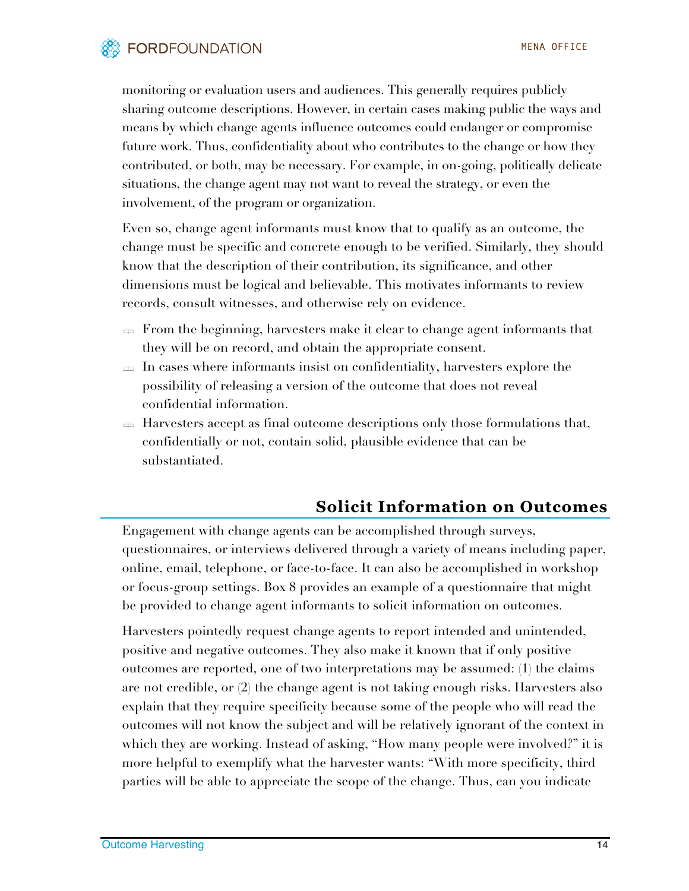monitoring or evaluation users and audiences. This generally requires publicly sharing outcome descriptions. However, in certain cases making public the ways and means by which change agents influence outcomes could endanger or compromise future work. Thus, confidentiality about who contributes to the change or how they contributed, or both, may be necessary. For example, in on-going, politically delicate situations, the change agent may not want to reveal the strategy, or even the involvement, of the program or organization.

Even so, change agent informants must know that to qualify as an outcome, the change must be specific and concrete enough to be verified. Similarly, they should know that the description of their contribution, its significance, and other dimensions must be logical and believable. This motivates informants to review records, consult witnesses, and otherwise rely on evidence.

- From the beginning, harvesters make it clear to change agent informants that they will be on record, and obtain the appropriate consent.
- In cases where informants insist on confidentiality, harvesters explore the possibility of releasing a version of the outcome that does not reveal confidential information.
- Harvesters accept as final outcome descriptions only those formulations that, confidentially or not, contain solid, plausible evidence that can be substantiated.

## Solicit Information on Outcomes

Engagement with change agents can be accomplished through surveys, questionnaires, or interviews delivered through a variety of means including paper, online, email, telephone, or face-to-face. It can also be accomplished in workshop or focus-group settings. Box 8 provides an example of a questionnaire that might be provided to change agent informants to solicit information on outcomes.

Harvesters pointedly request change agents to report intended and unintended, positive and negative outcomes. They also make it known that if only positive outcomes are reported, one of two interpretations may be assumed: (1) the claims are not credible, or (2) the change agent is not taking enough risks. Harvesters also explain that they require specificity because some of the people who will read the outcomes will not know the subject and will be relatively ignorant of the context in which they are working. Instead of asking, "How many people were involved?" it is more helpful to exemplify what the harvester wants: "With more specificity, third parties will be able to appreciate the scope of the change. Thus, can you indicate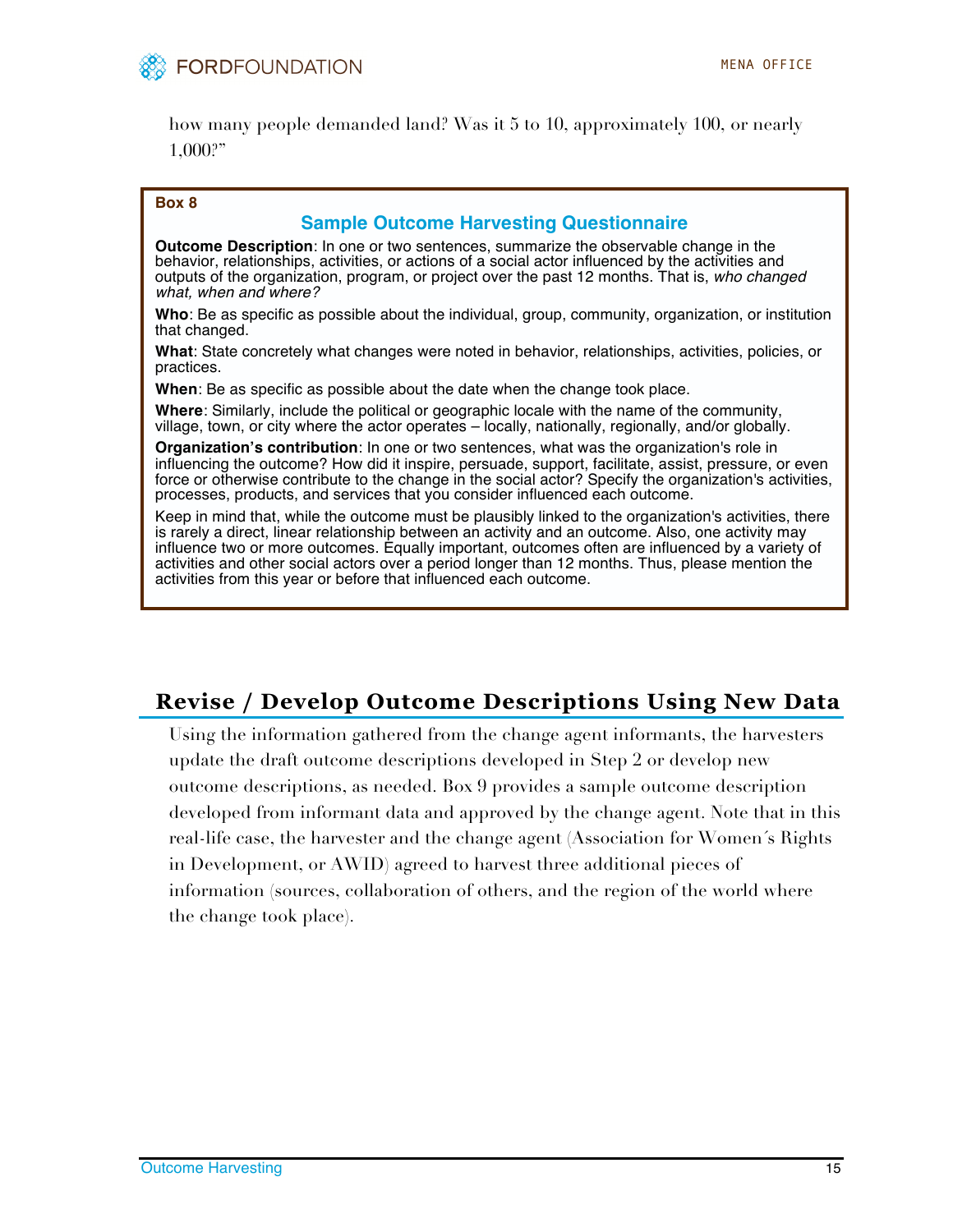how many people demanded land? Was it 5 to 10, approximately 100, or nearly 1,000?"

**Box 8**

### Sample Outcome Harvesting Questionnaire

**Outcome Description**: In one or two sentences, summarize the observable change in the behavior, relationships, activities, or actions of a social actor influenced by the activities and outputs of the organization, program, or project over the past 12 months. That is, *who changed what, when and where?*

**Who**: Be as specific as possible about the individual, group, community, organization, or institution that changed.

**What**: State concretely what changes were noted in behavior, relationships, activities, policies, or practices.

**When**: Be as specific as possible about the date when the change took place.

**Where**: Similarly, include the political or geographic locale with the name of the community, village, town, or city where the actor operates – locally, nationally, regionally, and/or globally.

**Organization's contribution**: In one or two sentences, what was the organization's role in influencing the outcome? How did it inspire, persuade, support, facilitate, assist, pressure, or even force or otherwise contribute to the change in the social actor? Specify the organization's activities, processes, products, and services that you consider influenced each outcome.

Keep in mind that, while the outcome must be plausibly linked to the organization's activities, there is rarely a direct, linear relationship between an activity and an outcome. Also, one activity may influence two or more outcomes. Equally important, outcomes often are influenced by a variety of activities and other social actors over a period longer than 12 months. Thus, please mention the activities from this year or before that influenced each outcome.

## Revise / Develop Outcome Descriptions Using New Data

Using the information gathered from the change agent informants, the harvesters update the draft outcome descriptions developed in Step 2 or develop new outcome descriptions, as needed. Box 9 provides a sample outcome description developed from informant data and approved by the change agent. Note that in this real-life case, the harvester and the change agent (Association for Women´s Rights in Development, or AWID) agreed to harvest three additional pieces of information (sources, collaboration of others, and the region of the world where the change took place).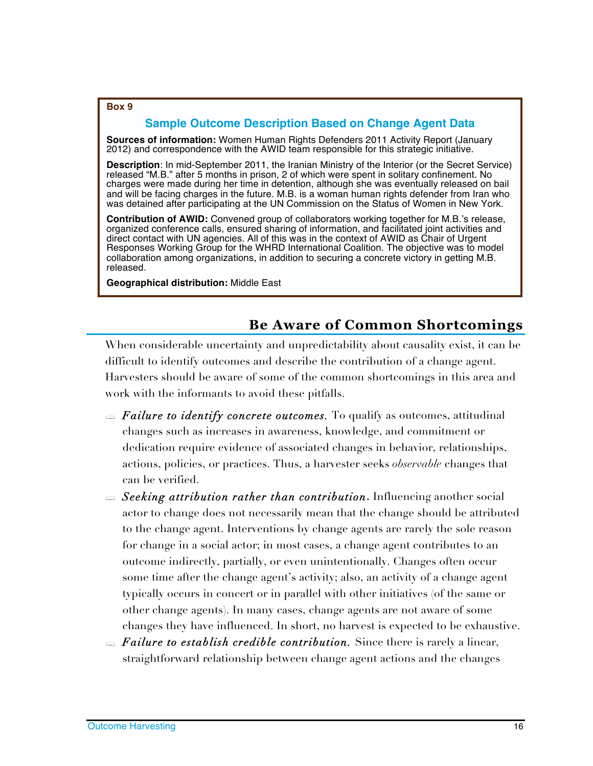**Box 9**

### Sample Outcome Description Based on Change Agent Data

**Sources of information:** Women Human Rights Defenders 2011 Activity Report (January 2012) and correspondence with the AWID team responsible for this strategic initiative.

**Description**: In mid-September 2011, the Iranian Ministry of the Interior (or the Secret Service) released "M.B." after 5 months in prison, 2 of which were spent in solitary confinement. No charges were made during her time in detention, although she was eventually released on bail and will be facing charges in the future. M.B. is a woman human rights defender from Iran who was detained after participating at the UN Commission on the Status of Women in New York.

**Contribution of AWID:** Convened group of collaborators working together for M.B.'s release, organized conference calls, ensured sharing of information, and facilitated joint activities and direct contact with UN agencies. All of this was in the context of AWID as Chair of Urgent Responses Working Group for the WHRD International Coalition. The objective was to model collaboration among organizations, in addition to securing a concrete victory in getting M.B. released.

**Geographical distribution:** Middle East

## Be Aware of Common Shortcomings

When considerable uncertainty and unpredictability about causality exist, it can be difficult to identify outcomes and describe the contribution of a change agent. Harvesters should be aware of some of the common shortcomings in this area and work with the informants to avoid these pitfalls.

- *Failure to identify concrete outcomes.* To qualify as outcomes, attitudinal changes such as increases in awareness, knowledge, and commitment or dedication require evidence of associated changes in behavior, relationships, actions, policies, or practices. Thus, a harvester seeks *observable* changes that can be verified.
- *Seeking attribution rather than contribution.* Influencing another social actor to change does not necessarily mean that the change should be attributed to the change agent. Interventions by change agents are rarely the sole reason for change in a social actor; in most cases, a change agent contributes to an outcome indirectly, partially, or even unintentionally. Changes often occur some time after the change agent's activity; also, an activity of a change agent typically occurs in concert or in parallel with other initiatives (of the same or other change agents). In many cases, change agents are not aware of some changes they have influenced. In short, no harvest is expected to be exhaustive.
- *Failure to establish credible contribution.* Since there is rarely a linear, straightforward relationship between change agent actions and the changes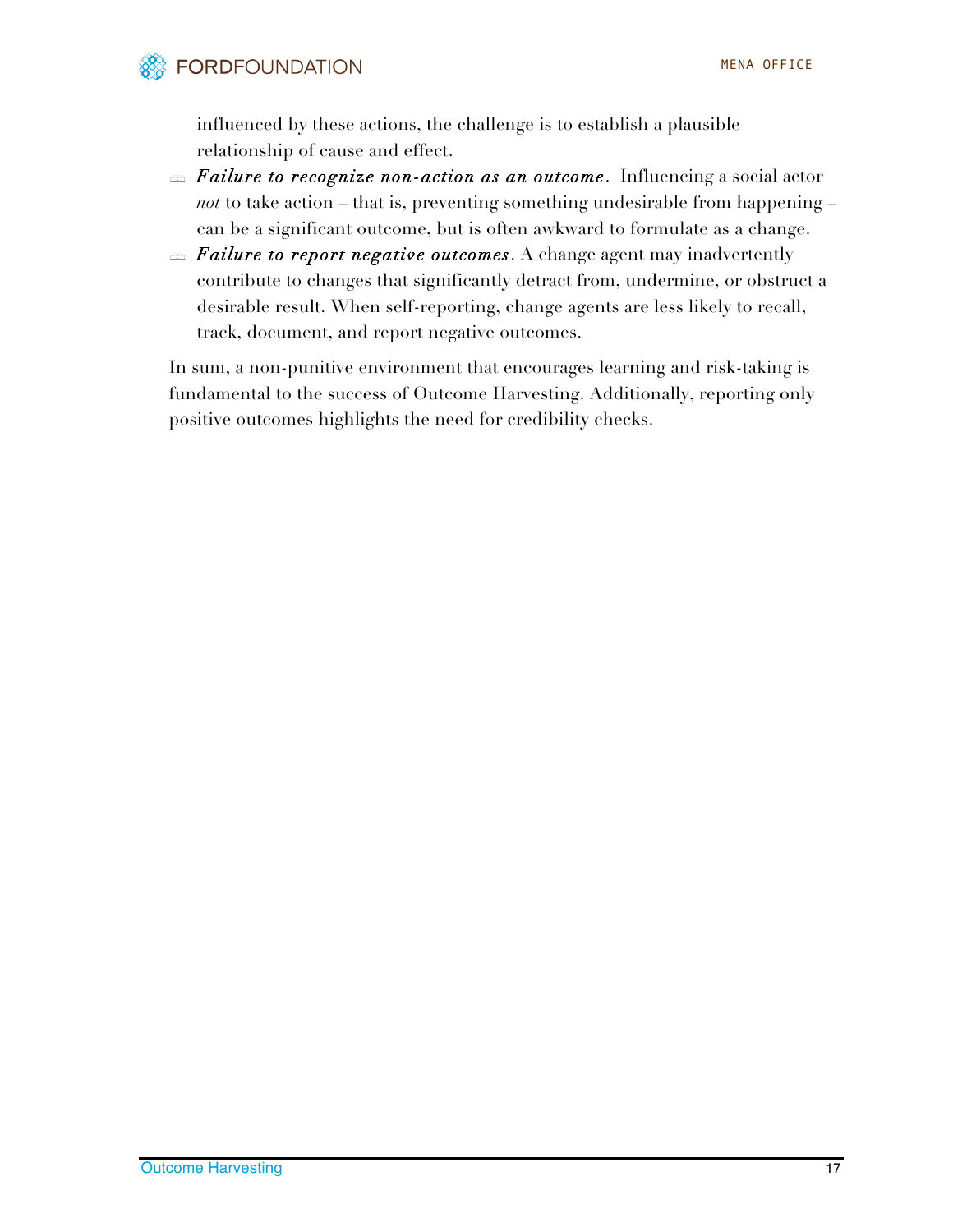influenced by these actions, the challenge is to establish a plausible relationship of cause and effect.

- ***Failure to recognize non-action as an outcome***. Influencing a social actor *not* to take action – that is, preventing something undesirable from happening – can be a significant outcome, but is often awkward to formulate as a change.
- ***Failure to report negative outcomes***. A change agent may inadvertently contribute to changes that significantly detract from, undermine, or obstruct a desirable result. When self-reporting, change agents are less likely to recall, track, document, and report negative outcomes.

In sum, a non-punitive environment that encourages learning and risk-taking is fundamental to the success of Outcome Harvesting. Additionally, reporting only positive outcomes highlights the need for credibility checks.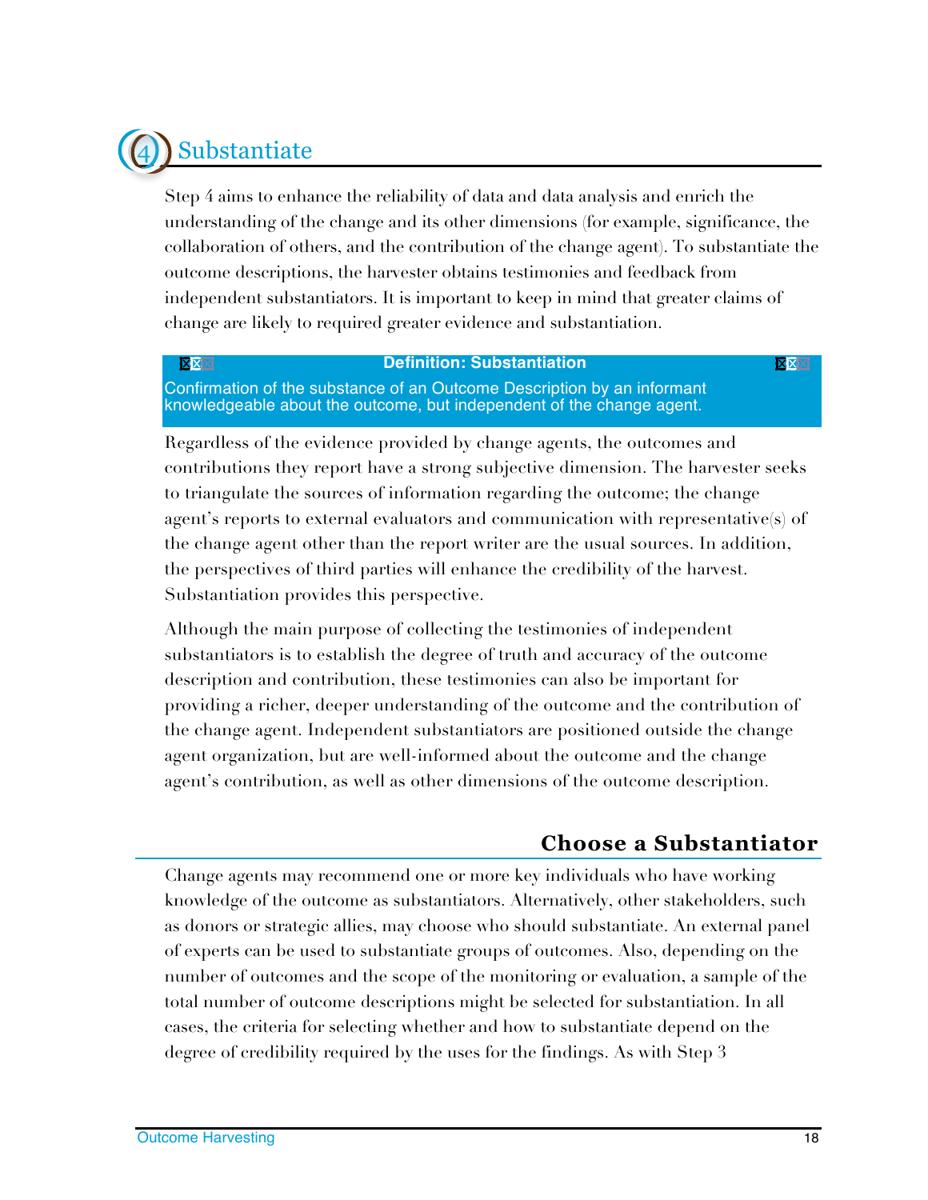# 4 Substantiate

Step 4 aims to enhance the reliability of data and data analysis and enrich the understanding of the change and its other dimensions (for example, significance, the collaboration of others, and the contribution of the change agent). To substantiate the outcome descriptions, the harvester obtains testimonies and feedback from independent substantiators. It is important to keep in mind that greater claims of change are likely to required greater evidence and substantiation.

> **Definition: Substantiation**
>
> Confirmation of the substance of an Outcome Description by an informant knowledgeable about the outcome, but independent of the change agent.

Regardless of the evidence provided by change agents, the outcomes and contributions they report have a strong subjective dimension. The harvester seeks to triangulate the sources of information regarding the outcome; the change agent's reports to external evaluators and communication with representative(s) of the change agent other than the report writer are the usual sources. In addition, the perspectives of third parties will enhance the credibility of the harvest. Substantiation provides this perspective.

Although the main purpose of collecting the testimonies of independent substantiators is to establish the degree of truth and accuracy of the outcome description and contribution, these testimonies can also be important for providing a richer, deeper understanding of the outcome and the contribution of the change agent. Independent substantiators are positioned outside the change agent organization, but are well-informed about the outcome and the change agent's contribution, as well as other dimensions of the outcome description.

## Choose a Substantiator

Change agents may recommend one or more key individuals who have working knowledge of the outcome as substantiators. Alternatively, other stakeholders, such as donors or strategic allies, may choose who should substantiate. An external panel of experts can be used to substantiate groups of outcomes. Also, depending on the number of outcomes and the scope of the monitoring or evaluation, a sample of the total number of outcome descriptions might be selected for substantiation. In all cases, the criteria for selecting whether and how to substantiate depend on the degree of credibility required by the uses for the findings. As with Step 3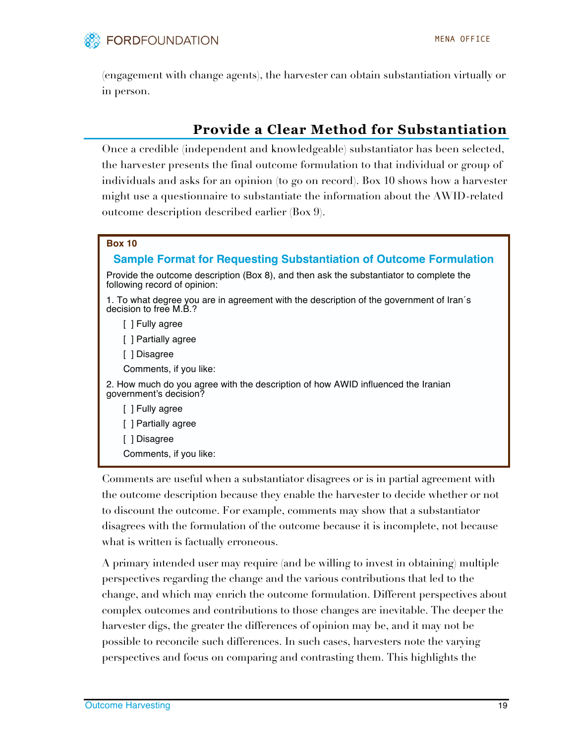(engagement with change agents), the harvester can obtain substantiation virtually or in person.

## Provide a Clear Method for Substantiation

Once a credible (independent and knowledgeable) substantiator has been selected, the harvester presents the final outcome formulation to that individual or group of individuals and asks for an opinion (to go on record). Box 10 shows how a harvester might use a questionnaire to substantiate the information about the AWID-related outcome description described earlier (Box 9).

**Box 10**

### Sample Format for Requesting Substantiation of Outcome Formulation

Provide the outcome description (Box 8), and then ask the substantiator to complete the following record of opinion:

1. To what degree you are in agreement with the description of the government of Iran´s decision to free M.B.?

   [ ] Fully agree

   [ ] Partially agree

   [ ] Disagree

   Comments, if you like:

2. How much do you agree with the description of how AWID influenced the Iranian government's decision?

   [ ] Fully agree

   [ ] Partially agree

   [ ] Disagree

   Comments, if you like:

Comments are useful when a substantiator disagrees or is in partial agreement with the outcome description because they enable the harvester to decide whether or not to discount the outcome. For example, comments may show that a substantiator disagrees with the formulation of the outcome because it is incomplete, not because what is written is factually erroneous.

A primary intended user may require (and be willing to invest in obtaining) multiple perspectives regarding the change and the various contributions that led to the change, and which may enrich the outcome formulation. Different perspectives about complex outcomes and contributions to those changes are inevitable. The deeper the harvester digs, the greater the differences of opinion may be, and it may not be possible to reconcile such differences. In such cases, harvesters note the varying perspectives and focus on comparing and contrasting them. This highlights the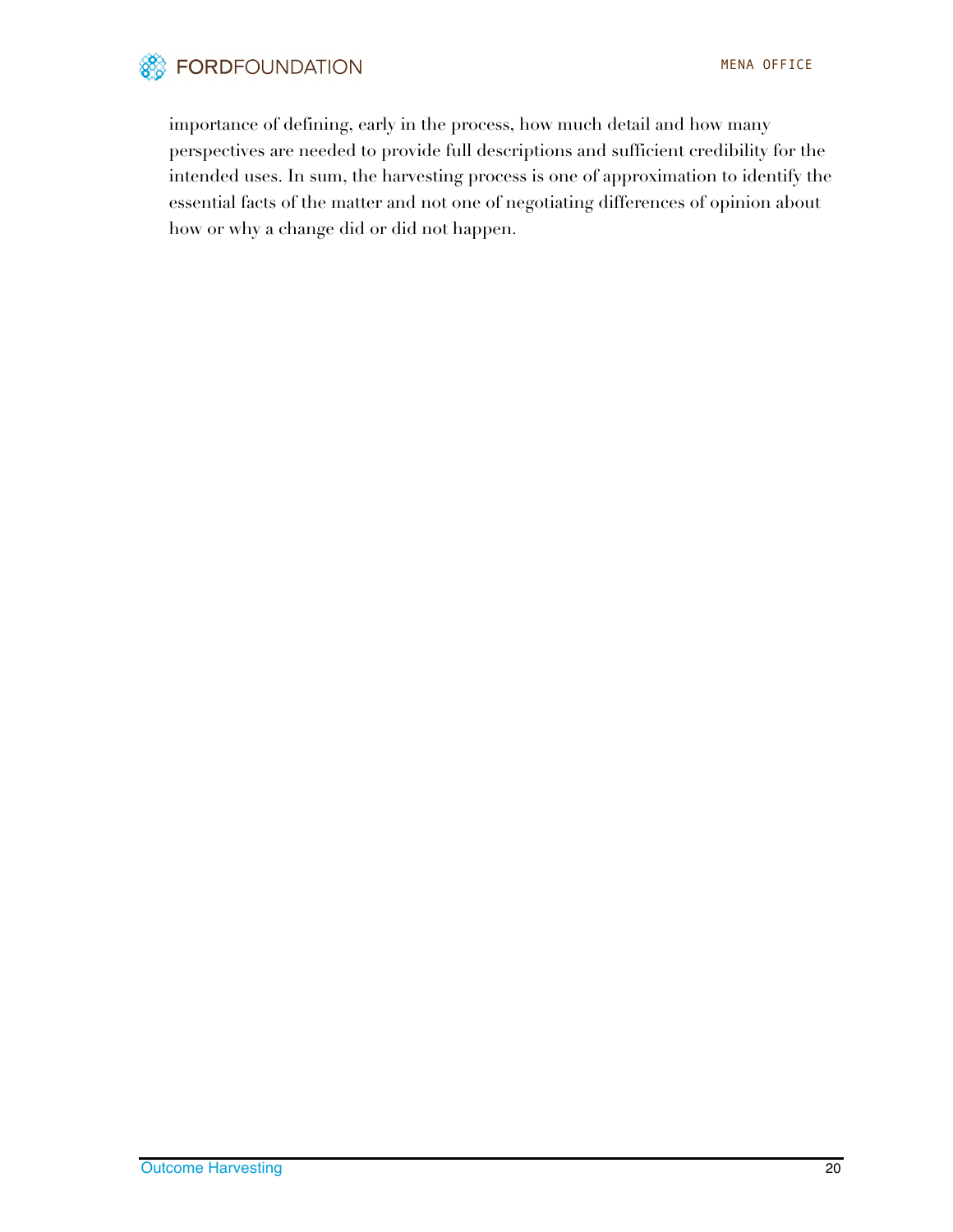importance of defining, early in the process, how much detail and how many perspectives are needed to provide full descriptions and sufficient credibility for the intended uses. In sum, the harvesting process is one of approximation to identify the essential facts of the matter and not one of negotiating differences of opinion about how or why a change did or did not happen.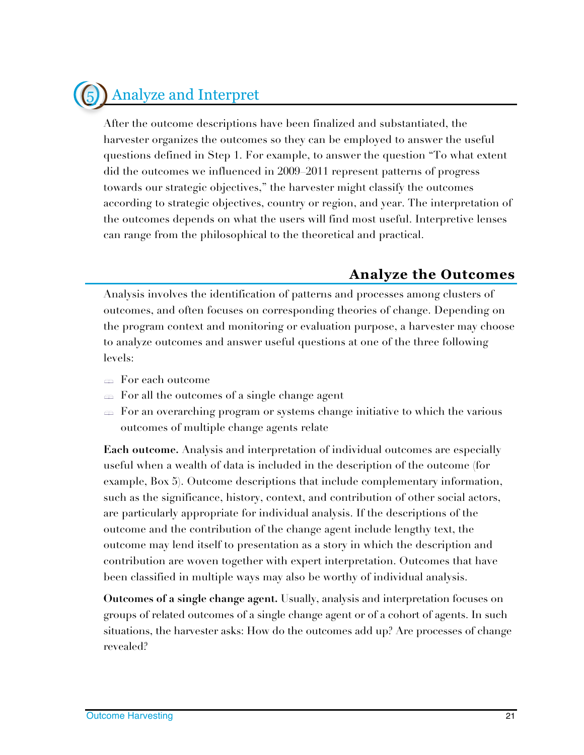# 5 Analyze and Interpret

After the outcome descriptions have been finalized and substantiated, the harvester organizes the outcomes so they can be employed to answer the useful questions defined in Step 1. For example, to answer the question "To what extent did the outcomes we influenced in 2009–2011 represent patterns of progress towards our strategic objectives," the harvester might classify the outcomes according to strategic objectives, country or region, and year. The interpretation of the outcomes depends on what the users will find most useful. Interpretive lenses can range from the philosophical to the theoretical and practical.

## Analyze the Outcomes

Analysis involves the identification of patterns and processes among clusters of outcomes, and often focuses on corresponding theories of change. Depending on the program context and monitoring or evaluation purpose, a harvester may choose to analyze outcomes and answer useful questions at one of the three following levels:

- For each outcome
- For all the outcomes of a single change agent
- For an overarching program or systems change initiative to which the various outcomes of multiple change agents relate

**Each outcome.** Analysis and interpretation of individual outcomes are especially useful when a wealth of data is included in the description of the outcome (for example, Box 5). Outcome descriptions that include complementary information, such as the significance, history, context, and contribution of other social actors, are particularly appropriate for individual analysis. If the descriptions of the outcome and the contribution of the change agent include lengthy text, the outcome may lend itself to presentation as a story in which the description and contribution are woven together with expert interpretation. Outcomes that have been classified in multiple ways may also be worthy of individual analysis.

**Outcomes of a single change agent.** Usually, analysis and interpretation focuses on groups of related outcomes of a single change agent or of a cohort of agents. In such situations, the harvester asks: How do the outcomes add up? Are processes of change revealed?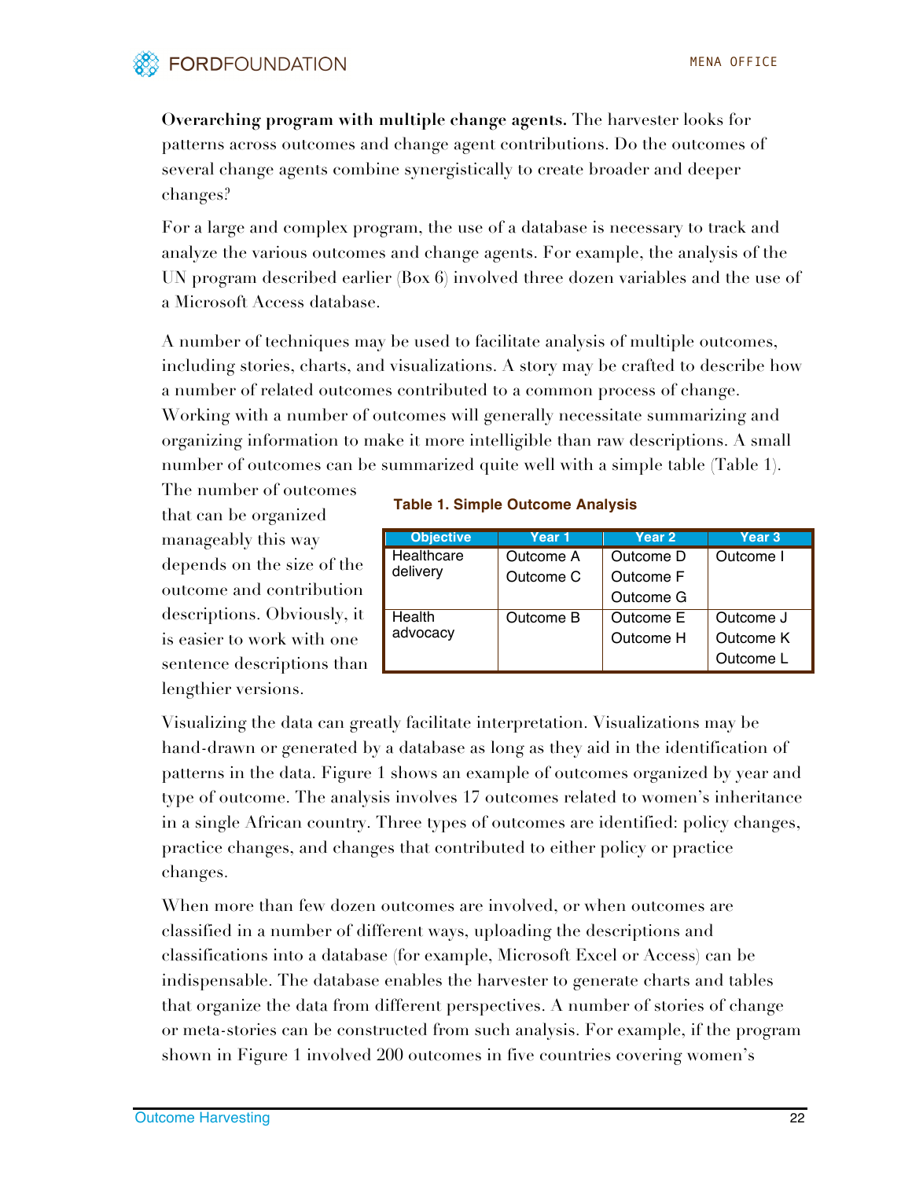**Overarching program with multiple change agents.** The harvester looks for patterns across outcomes and change agent contributions. Do the outcomes of several change agents combine synergistically to create broader and deeper changes?

For a large and complex program, the use of a database is necessary to track and analyze the various outcomes and change agents. For example, the analysis of the UN program described earlier (Box 6) involved three dozen variables and the use of a Microsoft Access database.

A number of techniques may be used to facilitate analysis of multiple outcomes, including stories, charts, and visualizations. A story may be crafted to describe how a number of related outcomes contributed to a common process of change. Working with a number of outcomes will generally necessitate summarizing and organizing information to make it more intelligible than raw descriptions. A small number of outcomes can be summarized quite well with a simple table (Table 1). The number of outcomes that can be organized manageably this way depends on the size of the outcome and contribution descriptions. Obviously, it is easier to work with one sentence descriptions than lengthier versions.

**Table 1. Simple Outcome Analysis**

| Objective | Year 1 | Year 2 | Year 3 |
|---|---|---|---|
| Healthcare delivery | Outcome A<br>Outcome C | Outcome D<br>Outcome F<br>Outcome G | Outcome I |
| Health advocacy | Outcome B | Outcome E<br>Outcome H | Outcome J<br>Outcome K<br>Outcome L |

Visualizing the data can greatly facilitate interpretation. Visualizations may be hand-drawn or generated by a database as long as they aid in the identification of patterns in the data. Figure 1 shows an example of outcomes organized by year and type of outcome. The analysis involves 17 outcomes related to women's inheritance in a single African country. Three types of outcomes are identified: policy changes, practice changes, and changes that contributed to either policy or practice changes.

When more than few dozen outcomes are involved, or when outcomes are classified in a number of different ways, uploading the descriptions and classifications into a database (for example, Microsoft Excel or Access) can be indispensable. The database enables the harvester to generate charts and tables that organize the data from different perspectives. A number of stories of change or meta-stories can be constructed from such analysis. For example, if the program shown in Figure 1 involved 200 outcomes in five countries covering women's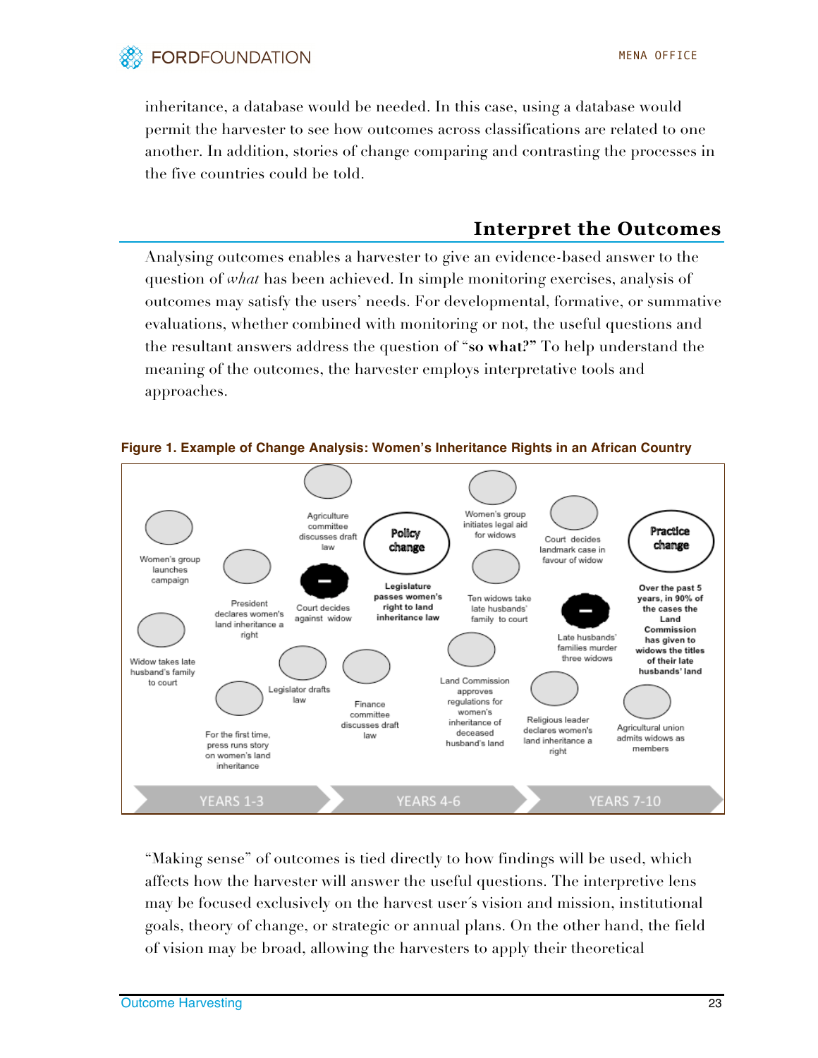inheritance, a database would be needed. In this case, using a database would permit the harvester to see how outcomes across classifications are related to one another. In addition, stories of change comparing and contrasting the processes in the five countries could be told.

## Interpret the Outcomes

Analysing outcomes enables a harvester to give an evidence-based answer to the question of *what* has been achieved. In simple monitoring exercises, analysis of outcomes may satisfy the users' needs. For developmental, formative, or summative evaluations, whether combined with monitoring or not, the useful questions and the resultant answers address the question of "**so what?**" To help understand the meaning of the outcomes, the harvester employs interpretative tools and approaches.

**Figure 1. Example of Change Analysis: Women's Inheritance Rights in an African Country**

Women's group launches campaign

Widow takes late husband's family to court

President declares women's land inheritance a right

For the first time, press runs story on women's land inheritance

Legislator drafts law

Agriculture committee discusses draft law

Court decides against widow

Finance committee discusses draft law

Policy change

**Legislature passes women's right to land inheritance law**

Women's group initiates legal aid for widows

Ten widows take late husbands' family to court

Land Commission approves regulations for women's inheritance of deceased husband's land

Court decides landmark case in favour of widow

Late husbands' families murder three widows

Religious leader declares women's land inheritance a right

Practice change

**Over the past 5 years, in 90% of the cases the Land Commission has given to widows the titles of their late husbands' land**

Agricultural union admits widows as members

YEARS 1-3 | YEARS 4-6 | YEARS 7-10

"Making sense" of outcomes is tied directly to how findings will be used, which affects how the harvester will answer the useful questions. The interpretive lens may be focused exclusively on the harvest user´s vision and mission, institutional goals, theory of change, or strategic or annual plans. On the other hand, the field of vision may be broad, allowing the harvesters to apply their theoretical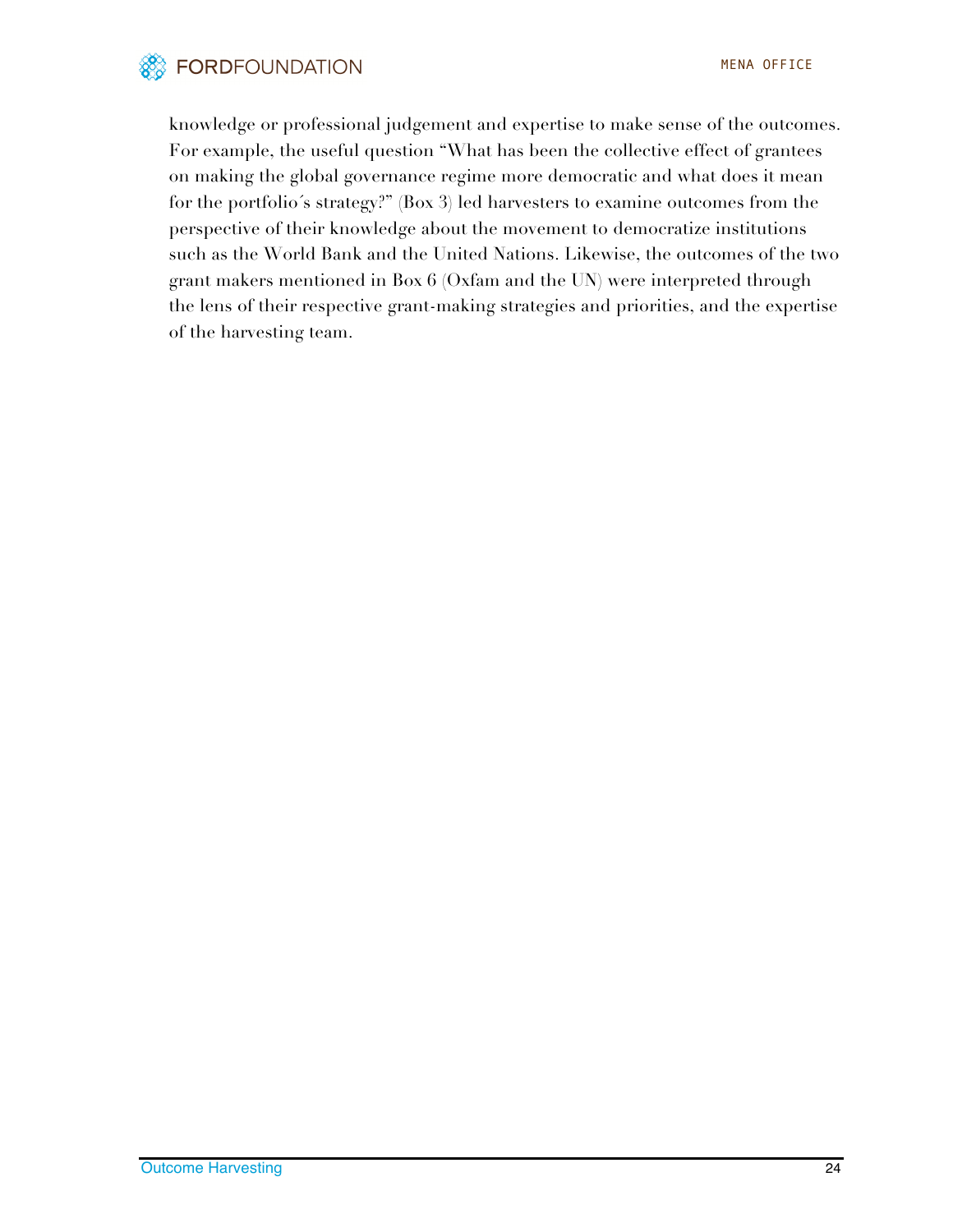knowledge or professional judgement and expertise to make sense of the outcomes. For example, the useful question "What has been the collective effect of grantees on making the global governance regime more democratic and what does it mean for the portfolio´s strategy?" (Box 3) led harvesters to examine outcomes from the perspective of their knowledge about the movement to democratize institutions such as the World Bank and the United Nations. Likewise, the outcomes of the two grant makers mentioned in Box 6 (Oxfam and the UN) were interpreted through the lens of their respective grant-making strategies and priorities, and the expertise of the harvesting team.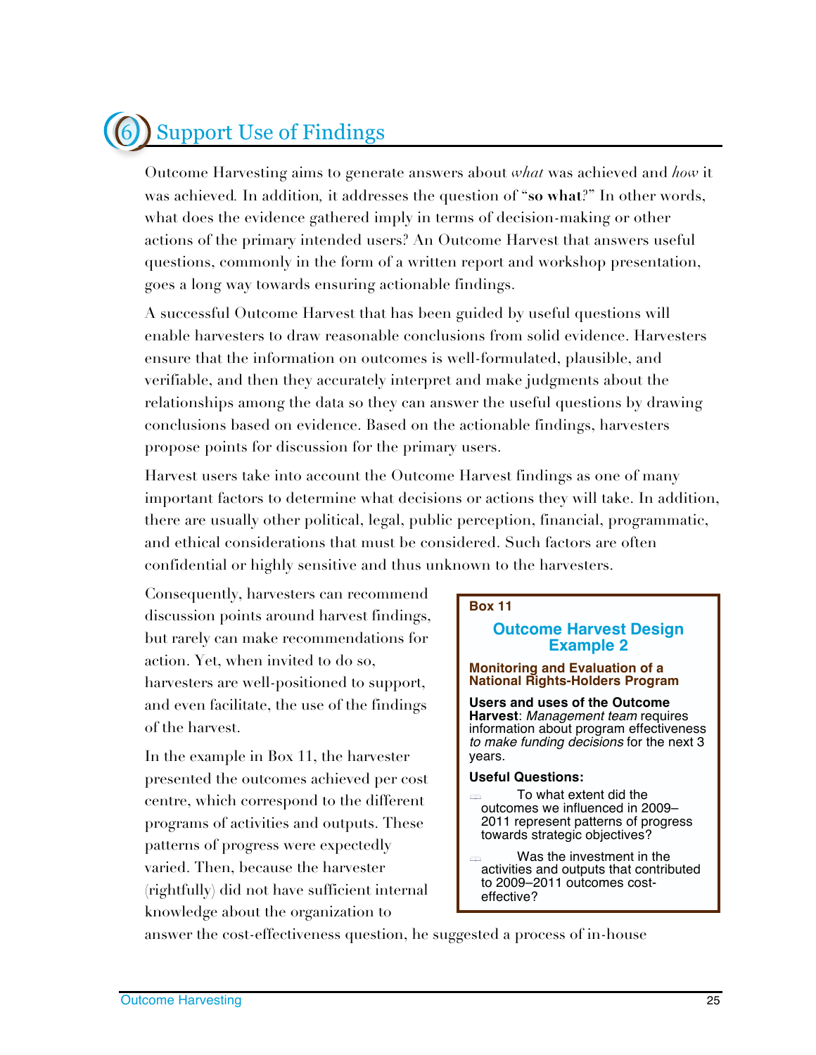## 6 Support Use of Findings

Outcome Harvesting aims to generate answers about *what* was achieved and *how* it was achieved. In addition, it addresses the question of "**so what**?" In other words, what does the evidence gathered imply in terms of decision-making or other actions of the primary intended users? An Outcome Harvest that answers useful questions, commonly in the form of a written report and workshop presentation, goes a long way towards ensuring actionable findings.

A successful Outcome Harvest that has been guided by useful questions will enable harvesters to draw reasonable conclusions from solid evidence. Harvesters ensure that the information on outcomes is well-formulated, plausible, and verifiable, and then they accurately interpret and make judgments about the relationships among the data so they can answer the useful questions by drawing conclusions based on evidence. Based on the actionable findings, harvesters propose points for discussion for the primary users.

Harvest users take into account the Outcome Harvest findings as one of many important factors to determine what decisions or actions they will take. In addition, there are usually other political, legal, public perception, financial, programmatic, and ethical considerations that must be considered. Such factors are often confidential or highly sensitive and thus unknown to the harvesters.

Consequently, harvesters can recommend discussion points around harvest findings, but rarely can make recommendations for action. Yet, when invited to do so, harvesters are well-positioned to support, and even facilitate, the use of the findings of the harvest.

In the example in Box 11, the harvester presented the outcomes achieved per cost centre, which correspond to the different programs of activities and outputs. These patterns of progress were expectedly varied. Then, because the harvester (rightfully) did not have sufficient internal knowledge about the organization to answer the cost-effectiveness question, he suggested a process of in-house

> **Box 11**
>
> ### Outcome Harvest Design Example 2
>
> **Monitoring and Evaluation of a National Rights-Holders Program**
>
> **Users and uses of the Outcome Harvest**: *Management team* requires information about program effectiveness *to make funding decisions* for the next 3 years.
>
> **Useful Questions:**
>
> - To what extent did the outcomes we influenced in 2009–2011 represent patterns of progress towards strategic objectives?
> - Was the investment in the activities and outputs that contributed to 2009–2011 outcomes cost-effective?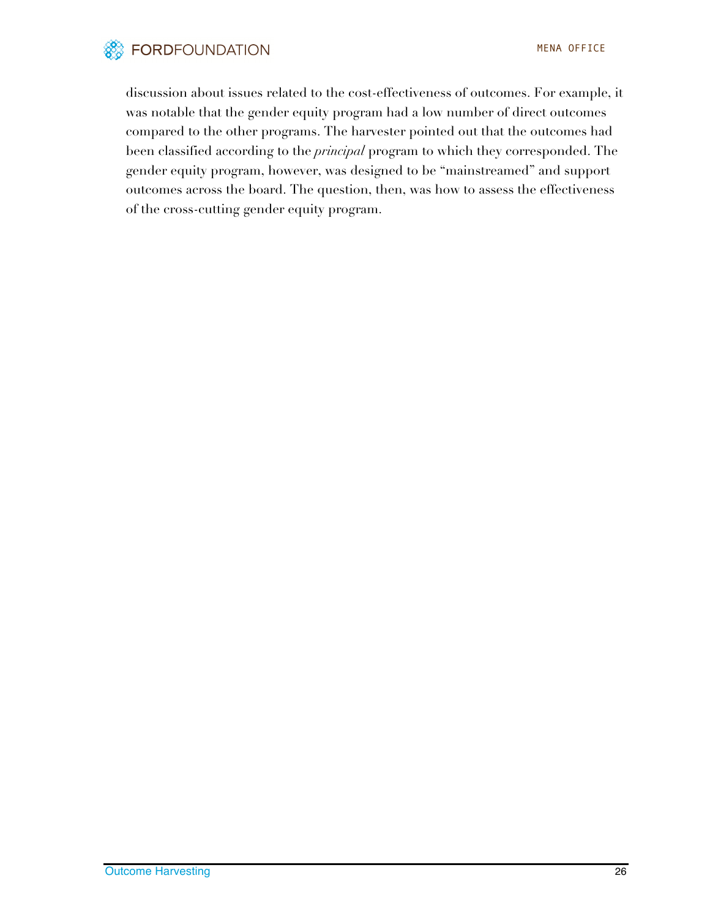discussion about issues related to the cost-effectiveness of outcomes. For example, it was notable that the gender equity program had a low number of direct outcomes compared to the other programs. The harvester pointed out that the outcomes had been classified according to the *principal* program to which they corresponded. The gender equity program, however, was designed to be "mainstreamed" and support outcomes across the board. The question, then, was how to assess the effectiveness of the cross-cutting gender equity program.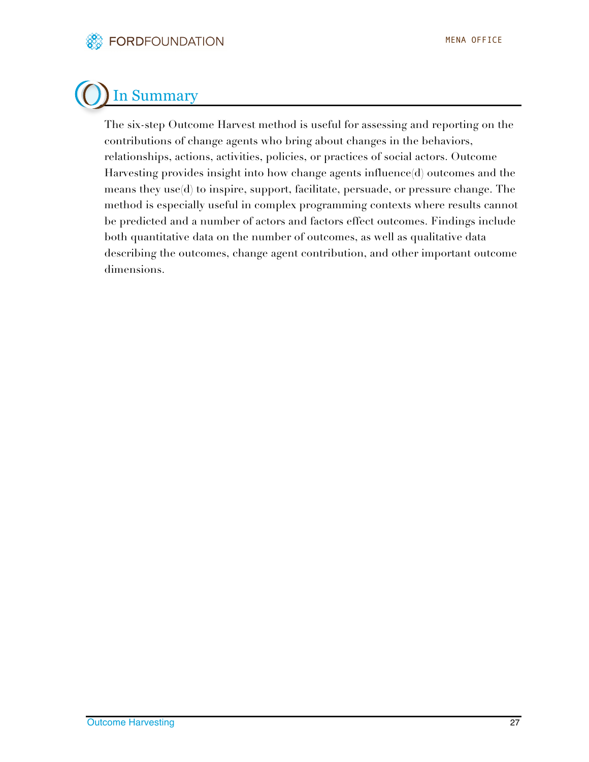## In Summary

The six-step Outcome Harvest method is useful for assessing and reporting on the contributions of change agents who bring about changes in the behaviors, relationships, actions, activities, policies, or practices of social actors. Outcome Harvesting provides insight into how change agents influence(d) outcomes and the means they use(d) to inspire, support, facilitate, persuade, or pressure change. The method is especially useful in complex programming contexts where results cannot be predicted and a number of actors and factors effect outcomes. Findings include both quantitative data on the number of outcomes, as well as qualitative data describing the outcomes, change agent contribution, and other important outcome dimensions.